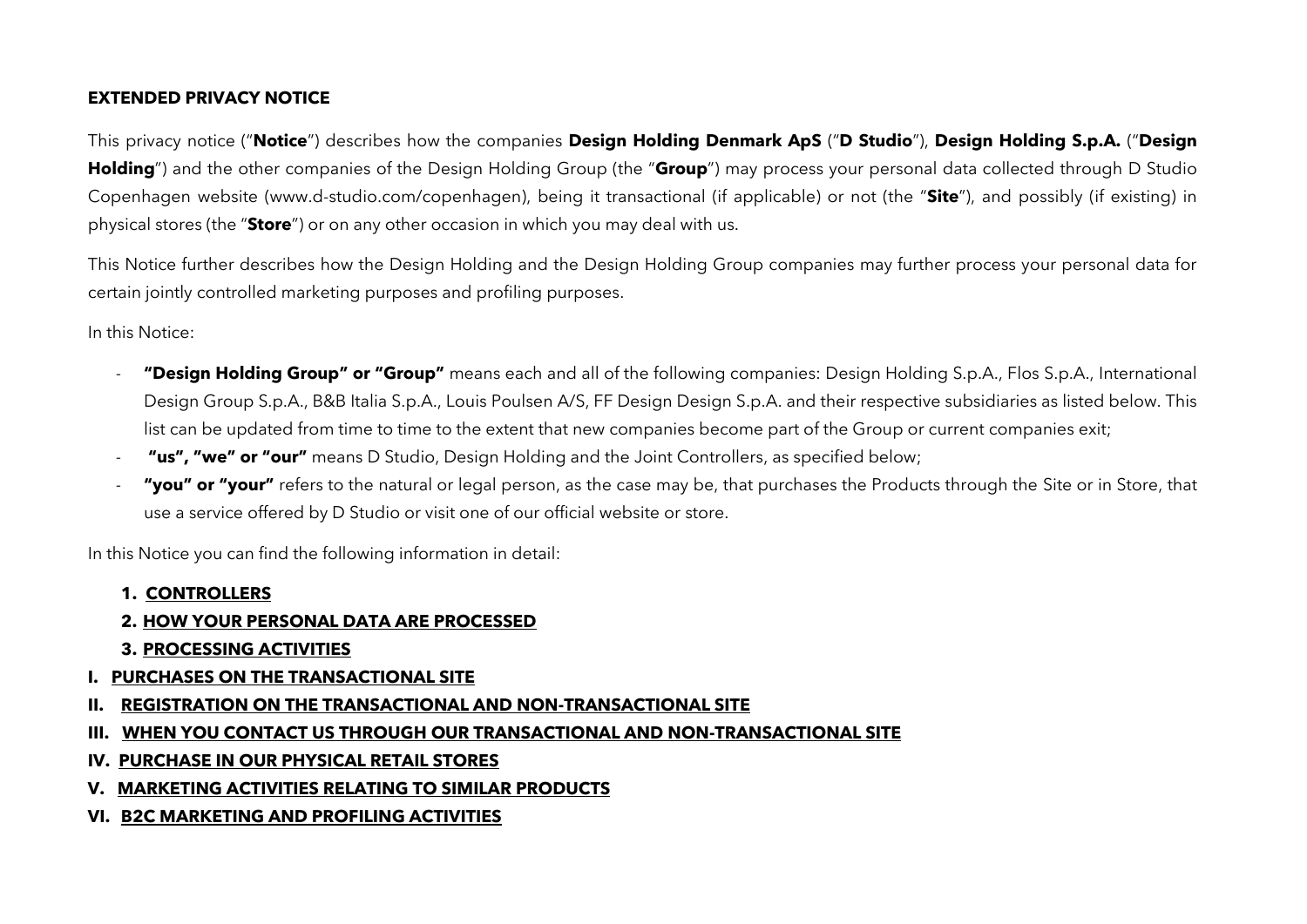# EXTENDED PRIVACY NOTICE

This privacy notice ("**Notice**") describes how the companies **Design Holding Denmark ApS** ("**D Studio**"), **Design Holding S.p.A.** ("**Design Holding**") and the other companies of the Design Holding Group (the "**Group**") may process your personal data collected through D Studio Copenhagen website (www.d-studio.com/copenhagen), being it transactional (if applicable) or not (the "**Site**"), and possibly (if existing) in physical stores (the "**Store**") or on any other occasion in which you may deal with us.

This Notice further describes how the Design Holding and the Design Holding Group companies may further process your personal data for certain jointly controlled marketing purposes and profiling purposes.

In this Notice:

- **"Design Holding Group" or "Group"** means each and all of the following companies: Design Holding S.p.A., Flos S.p.A., International Design Group S.p.A., B&B Italia S.p.A., Louis Poulsen A/S, FF Design Design S.p.A. and their respective subsidiaries as listed below. This list can be updated from time to time to the extent that new companies become part of the Group or current companies exit;
- **"us", "we" or "our"** means D Studio, Design Holding and the Joint Controllers, as specified below;
- **"you" or "your"** refers to the natural or legal person, as the case may be, that purchases the Products through the Site or in Store, that use a service offered by D Studio or visit one of our official website or store.

In this Notice you can find the following information in detail:

1. **CONTROLLERS**
2. **HOW YOUR PERSONAL DATA ARE PROCESSED**
3. **PROCESSING ACTIVITIES**

**I. PURCHASES ON THE TRANSACTIONAL SITE**

**II. REGISTRATION ON THE TRANSACTIONAL AND NON-TRANSACTIONAL SITE**

**III. WHEN YOU CONTACT US THROUGH OUR TRANSACTIONAL AND NON-TRANSACTIONAL SITE**

**IV. PURCHASE IN OUR PHYSICAL RETAIL STORES**

**V. MARKETING ACTIVITIES RELATING TO SIMILAR PRODUCTS**

**VI. B2C MARKETING AND PROFILING ACTIVITIES**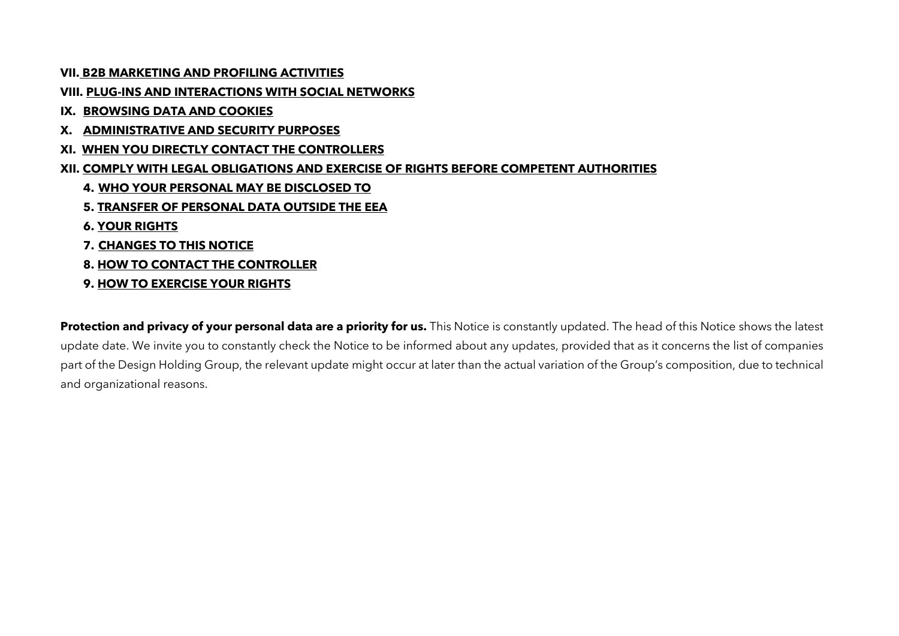**VII. B2B MARKETING AND PROFILING ACTIVITIES**

**VIII. PLUG-INS AND INTERACTIONS WITH SOCIAL NETWORKS**

**IX. BROWSING DATA AND COOKIES**

**X. ADMINISTRATIVE AND SECURITY PURPOSES**

**XI. WHEN YOU DIRECTLY CONTACT THE CONTROLLERS**

**XII. COMPLY WITH LEGAL OBLIGATIONS AND EXERCISE OF RIGHTS BEFORE COMPETENT AUTHORITIES**

**4. WHO YOUR PERSONAL MAY BE DISCLOSED TO**

**5. TRANSFER OF PERSONAL DATA OUTSIDE THE EEA**

**6. YOUR RIGHTS**

**7. CHANGES TO THIS NOTICE**

**8. HOW TO CONTACT THE CONTROLLER**

**9. HOW TO EXERCISE YOUR RIGHTS**

**Protection and privacy of your personal data are a priority for us.** This Notice is constantly updated. The head of this Notice shows the latest update date. We invite you to constantly check the Notice to be informed about any updates, provided that as it concerns the list of companies part of the Design Holding Group, the relevant update might occur at later than the actual variation of the Group's composition, due to technical and organizational reasons.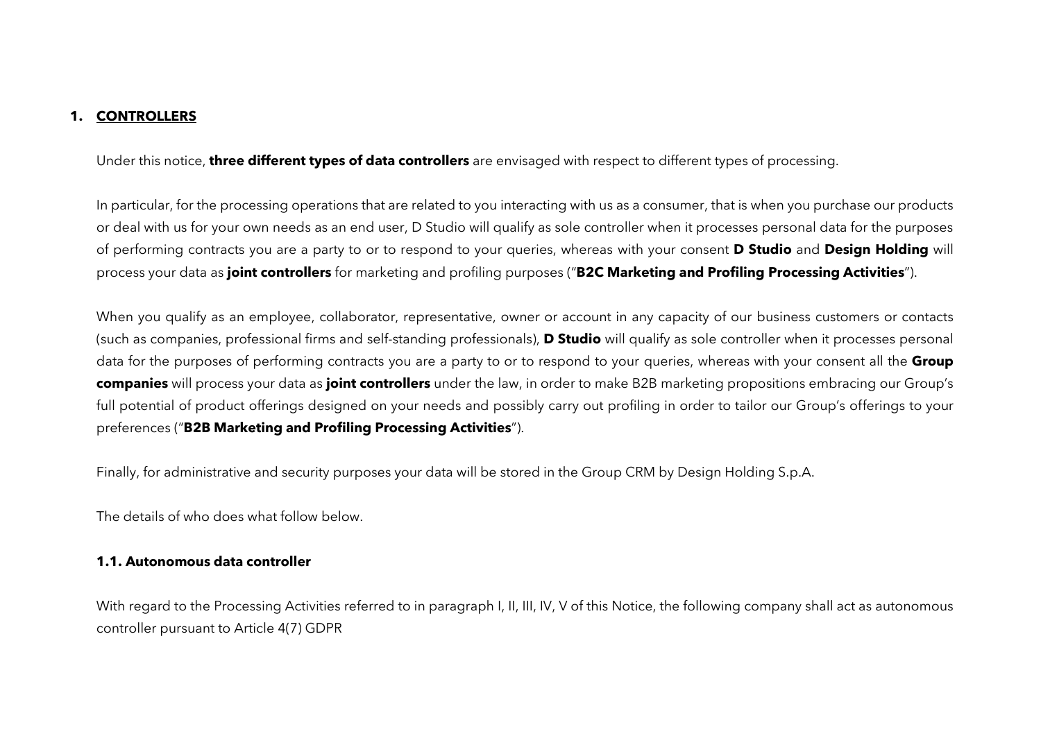## 1. CONTROLLERS

Under this notice, **three different types of data controllers** are envisaged with respect to different types of processing.

In particular, for the processing operations that are related to you interacting with us as a consumer, that is when you purchase our products or deal with us for your own needs as an end user, D Studio will qualify as sole controller when it processes personal data for the purposes of performing contracts you are a party to or to respond to your queries, whereas with your consent **D Studio** and **Design Holding** will process your data as **joint controllers** for marketing and profiling purposes ("**B2C Marketing and Profiling Processing Activities**").

When you qualify as an employee, collaborator, representative, owner or account in any capacity of our business customers or contacts (such as companies, professional firms and self-standing professionals), **D Studio** will qualify as sole controller when it processes personal data for the purposes of performing contracts you are a party to or to respond to your queries, whereas with your consent all the **Group companies** will process your data as **joint controllers** under the law, in order to make B2B marketing propositions embracing our Group's full potential of product offerings designed on your needs and possibly carry out profiling in order to tailor our Group's offerings to your preferences ("**B2B Marketing and Profiling Processing Activities**").

Finally, for administrative and security purposes your data will be stored in the Group CRM by Design Holding S.p.A.

The details of who does what follow below.

### 1.1. Autonomous data controller

With regard to the Processing Activities referred to in paragraph I, II, III, IV, V of this Notice, the following company shall act as autonomous controller pursuant to Article 4(7) GDPR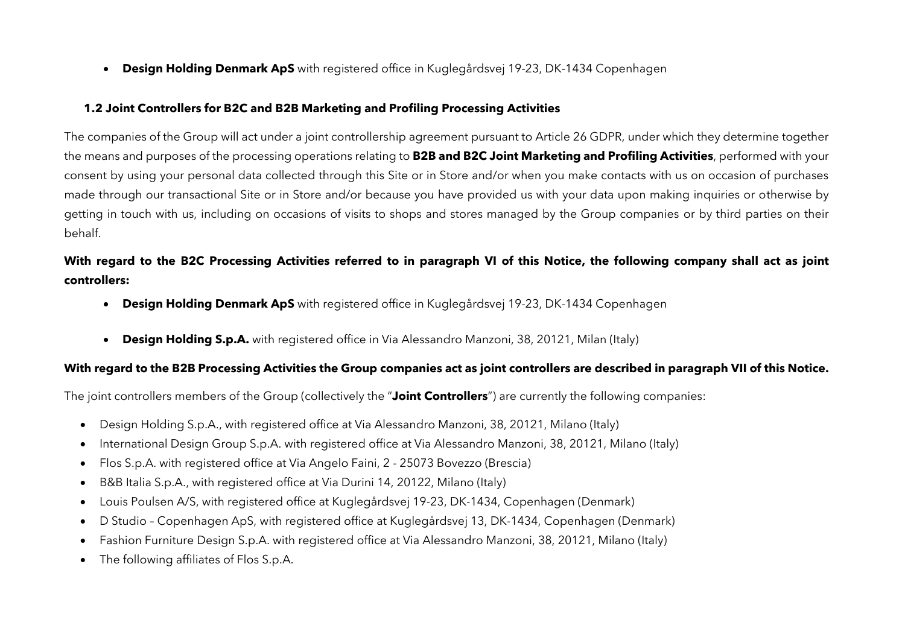- **Design Holding Denmark ApS** with registered office in Kuglegårdsvej 19-23, DK-1434 Copenhagen

### 1.2 Joint Controllers for B2C and B2B Marketing and Profiling Processing Activities

The companies of the Group will act under a joint controllership agreement pursuant to Article 26 GDPR, under which they determine together the means and purposes of the processing operations relating to **B2B and B2C Joint Marketing and Profiling Activities**, performed with your consent by using your personal data collected through this Site or in Store and/or when you make contacts with us on occasion of purchases made through our transactional Site or in Store and/or because you have provided us with your data upon making inquiries or otherwise by getting in touch with us, including on occasions of visits to shops and stores managed by the Group companies or by third parties on their behalf.

**With regard to the B2C Processing Activities referred to in paragraph VI of this Notice, the following company shall act as joint controllers:**

- **Design Holding Denmark ApS** with registered office in Kuglegårdsvej 19-23, DK-1434 Copenhagen
- **Design Holding S.p.A.** with registered office in Via Alessandro Manzoni, 38, 20121, Milan (Italy)

**With regard to the B2B Processing Activities the Group companies act as joint controllers are described in paragraph VII of this Notice.**

The joint controllers members of the Group (collectively the "**Joint Controllers**") are currently the following companies:

- Design Holding S.p.A., with registered office at Via Alessandro Manzoni, 38, 20121, Milano (Italy)
- International Design Group S.p.A. with registered office at Via Alessandro Manzoni, 38, 20121, Milano (Italy)
- Flos S.p.A. with registered office at Via Angelo Faini, 2 - 25073 Bovezzo (Brescia)
- B&B Italia S.p.A., with registered office at Via Durini 14, 20122, Milano (Italy)
- Louis Poulsen A/S, with registered office at Kuglegårdsvej 19-23, DK-1434, Copenhagen (Denmark)
- D Studio – Copenhagen ApS, with registered office at Kuglegårdsvej 13, DK-1434, Copenhagen (Denmark)
- Fashion Furniture Design S.p.A. with registered office at Via Alessandro Manzoni, 38, 20121, Milano (Italy)
- The following affiliates of Flos S.p.A.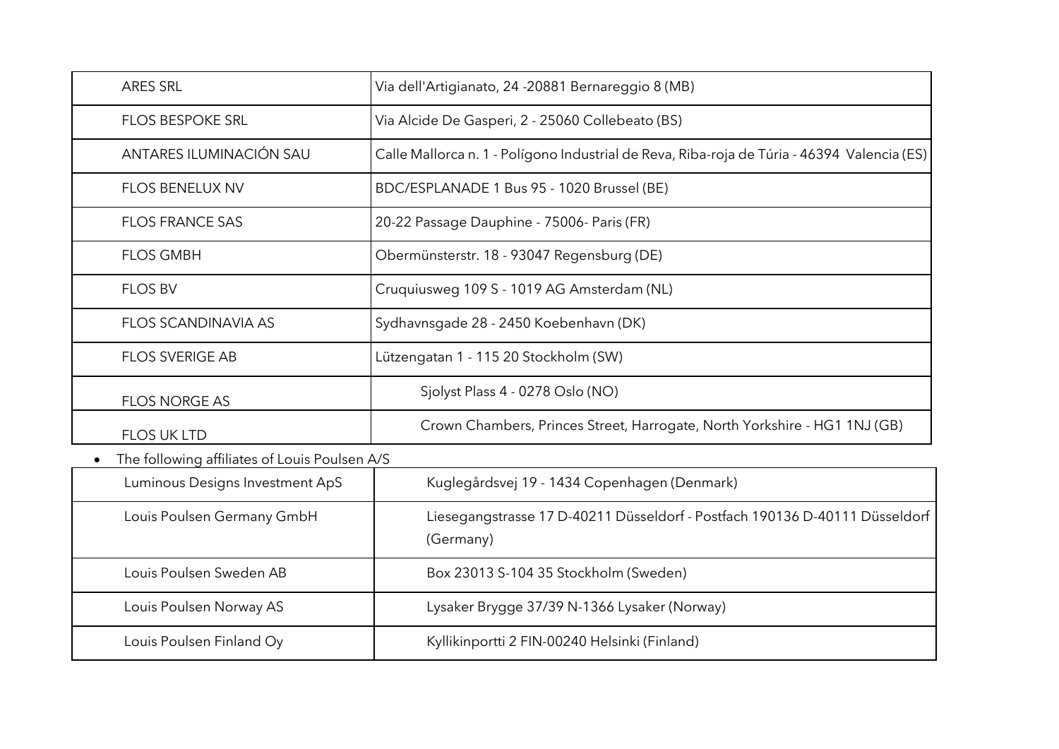| | |
|---|---|
| ARES SRL | Via dell'Artigianato, 24 -20881 Bernareggio 8 (MB) |
| FLOS BESPOKE SRL | Via Alcide De Gasperi, 2 - 25060 Collebeato (BS) |
| ANTARES ILUMINACIÓN SAU | Calle Mallorca n. 1 - Polígono Industrial de Reva, Riba-roja de Túria - 46394 Valencia (ES) |
| FLOS BENELUX NV | BDC/ESPLANADE 1 Bus 95 - 1020 Brussel (BE) |
| FLOS FRANCE SAS | 20-22 Passage Dauphine - 75006- Paris (FR) |
| FLOS GMBH | Obermünsterstr. 18 - 93047 Regensburg (DE) |
| FLOS BV | Cruquiusweg 109 S - 1019 AG Amsterdam (NL) |
| FLOS SCANDINAVIA AS | Sydhavnsgade 28 - 2450 Koebenhavn (DK) |
| FLOS SVERIGE AB | Lützengatan 1 - 115 20 Stockholm (SW) |
| FLOS NORGE AS | Sjolyst Plass 4 - 0278 Oslo (NO) |
| FLOS UK LTD | Crown Chambers, Princes Street, Harrogate, North Yorkshire - HG1 1NJ (GB) |

- The following affiliates of Louis Poulsen A/S

| | |
|---|---|
| Luminous Designs Investment ApS | Kuglegårdsvej 19 - 1434 Copenhagen (Denmark) |
| Louis Poulsen Germany GmbH | Liesegangstrasse 17 D-40211 Düsseldorf - Postfach 190136 D-40111 Düsseldorf (Germany) |
| Louis Poulsen Sweden AB | Box 23013 S-104 35 Stockholm (Sweden) |
| Louis Poulsen Norway AS | Lysaker Brygge 37/39 N-1366 Lysaker (Norway) |
| Louis Poulsen Finland Oy | Kyllikinportti 2 FIN-00240 Helsinki (Finland) |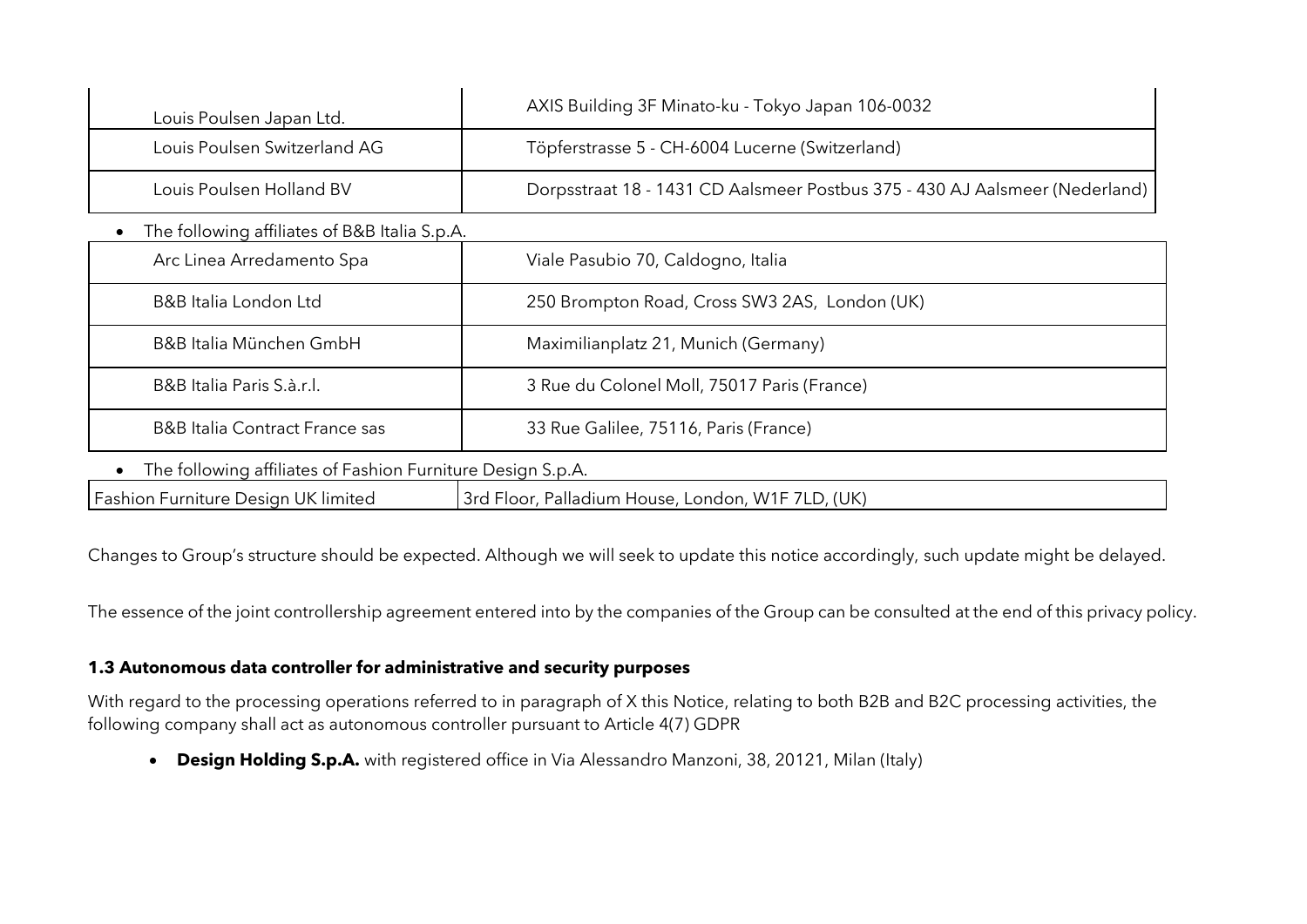| | |
|---|---|
| Louis Poulsen Japan Ltd. | AXIS Building 3F Minato-ku - Tokyo Japan 106-0032 |
| Louis Poulsen Switzerland AG | Töpferstrasse 5 - CH-6004 Lucerne (Switzerland) |
| Louis Poulsen Holland BV | Dorpsstraat 18 - 1431 CD Aalsmeer Postbus 375 - 430 AJ Aalsmeer (Nederland) |

- The following affiliates of B&B Italia S.p.A.

| | |
|---|---|
| Arc Linea Arredamento Spa | Viale Pasubio 70, Caldogno, Italia |
| B&B Italia London Ltd | 250 Brompton Road, Cross SW3 2AS, London (UK) |
| B&B Italia München GmbH | Maximilianplatz 21, Munich (Germany) |
| B&B Italia Paris S.à.r.l. | 3 Rue du Colonel Moll, 75017 Paris (France) |
| B&B Italia Contract France sas | 33 Rue Galilee, 75116, Paris (France) |

- The following affiliates of Fashion Furniture Design S.p.A.

| | |
|---|---|
| Fashion Furniture Design UK limited | 3rd Floor, Palladium House, London, W1F 7LD, (UK) |

Changes to Group's structure should be expected. Although we will seek to update this notice accordingly, such update might be delayed.

The essence of the joint controllership agreement entered into by the companies of the Group can be consulted at the end of this privacy policy.

### 1.3 Autonomous data controller for administrative and security purposes

With regard to the processing operations referred to in paragraph of X this Notice, relating to both B2B and B2C processing activities, the following company shall act as autonomous controller pursuant to Article 4(7) GDPR

- **Design Holding S.p.A.** with registered office in Via Alessandro Manzoni, 38, 20121, Milan (Italy)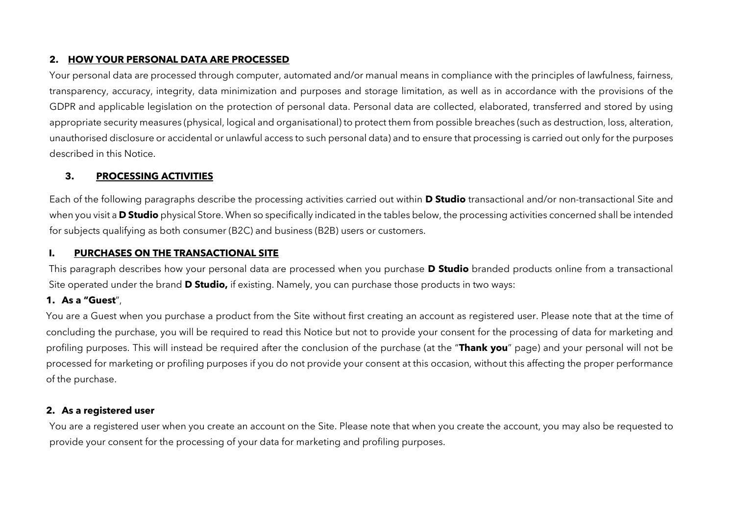## 2. HOW YOUR PERSONAL DATA ARE PROCESSED

Your personal data are processed through computer, automated and/or manual means in compliance with the principles of lawfulness, fairness, transparency, accuracy, integrity, data minimization and purposes and storage limitation, as well as in accordance with the provisions of the GDPR and applicable legislation on the protection of personal data. Personal data are collected, elaborated, transferred and stored by using appropriate security measures (physical, logical and organisational) to protect them from possible breaches (such as destruction, loss, alteration, unauthorised disclosure or accidental or unlawful access to such personal data) and to ensure that processing is carried out only for the purposes described in this Notice.

## 3. PROCESSING ACTIVITIES

Each of the following paragraphs describe the processing activities carried out within **D Studio** transactional and/or non-transactional Site and when you visit a **D Studio** physical Store. When so specifically indicated in the tables below, the processing activities concerned shall be intended for subjects qualifying as both consumer (B2C) and business (B2B) users or customers.

### I. PURCHASES ON THE TRANSACTIONAL SITE

This paragraph describes how your personal data are processed when you purchase **D Studio** branded products online from a transactional Site operated under the brand **D Studio,** if existing. Namely, you can purchase those products in two ways:

**1. As a "Guest**",

You are a Guest when you purchase a product from the Site without first creating an account as registered user. Please note that at the time of concluding the purchase, you will be required to read this Notice but not to provide your consent for the processing of data for marketing and profiling purposes. This will instead be required after the conclusion of the purchase (at the "**Thank you**" page) and your personal will not be processed for marketing or profiling purposes if you do not provide your consent at this occasion, without this affecting the proper performance of the purchase.

**2. As a registered user**

You are a registered user when you create an account on the Site. Please note that when you create the account, you may also be requested to provide your consent for the processing of your data for marketing and profiling purposes.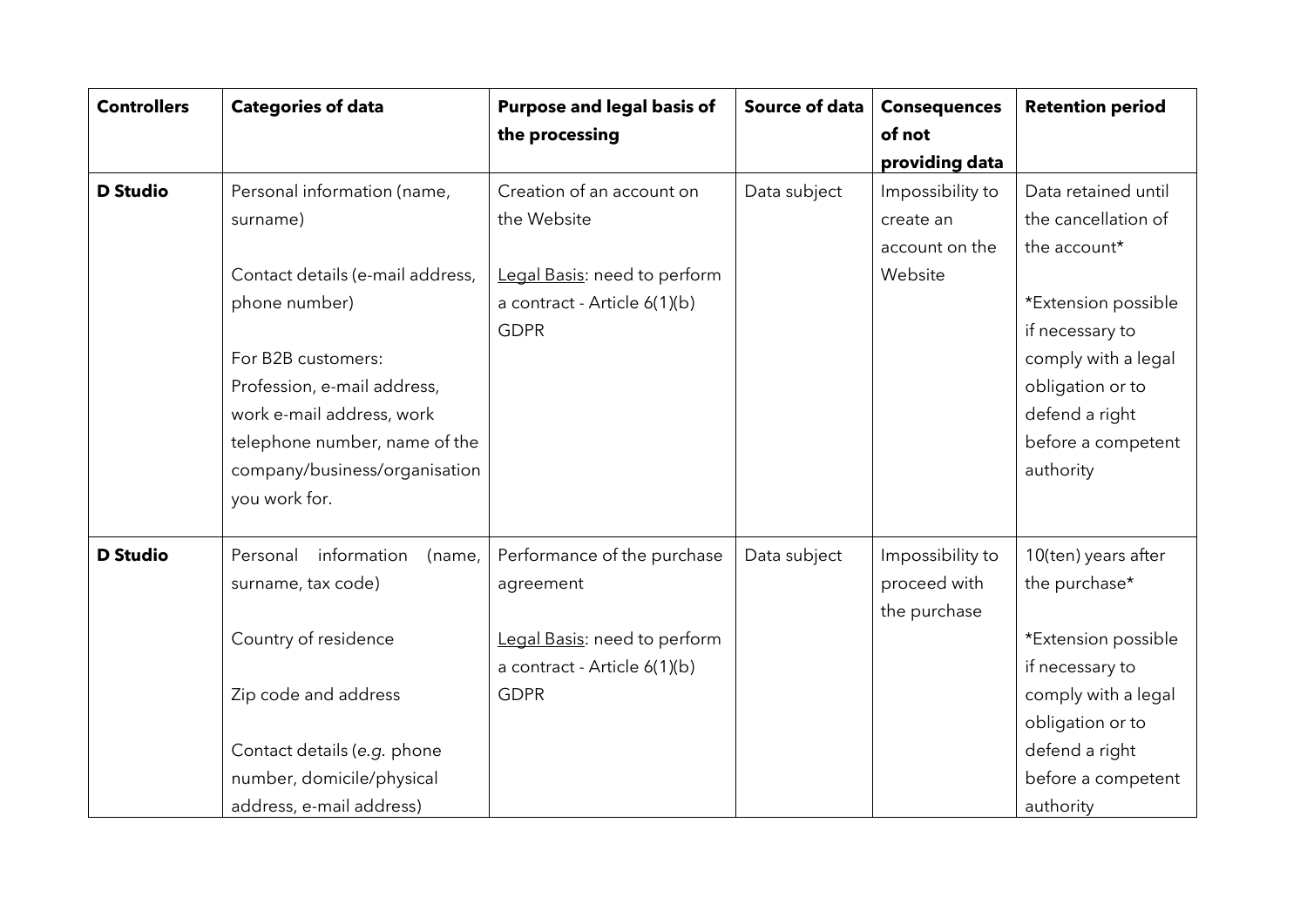| **Controllers** | **Categories of data** | **Purpose and legal basis of the processing** | **Source of data** | **Consequences of not providing data** | **Retention period** |
| --- | --- | --- | --- | --- | --- |
| **D Studio** | Personal information (name, surname)<br><br>Contact details (e-mail address, phone number)<br><br>For B2B customers: Profession, e-mail address, work e-mail address, work telephone number, name of the company/business/organisation you work for. | Creation of an account on the Website<br><br><u>Legal Basis</u>: need to perform a contract - Article 6(1)(b) GDPR | Data subject | Impossibility to create an account on the Website | Data retained until the cancellation of the account*<br><br>*Extension possible if necessary to comply with a legal obligation or to defend a right before a competent authority |
| **D Studio** | Personal information (name, surname, tax code)<br><br>Country of residence<br><br>Zip code and address<br><br>Contact details (*e.g.* phone number, domicile/physical address, e-mail address) | Performance of the purchase agreement<br><br><u>Legal Basis</u>: need to perform a contract - Article 6(1)(b) GDPR | Data subject | Impossibility to proceed with the purchase | 10(ten) years after the purchase*<br><br>*Extension possible if necessary to comply with a legal obligation or to defend a right before a competent authority |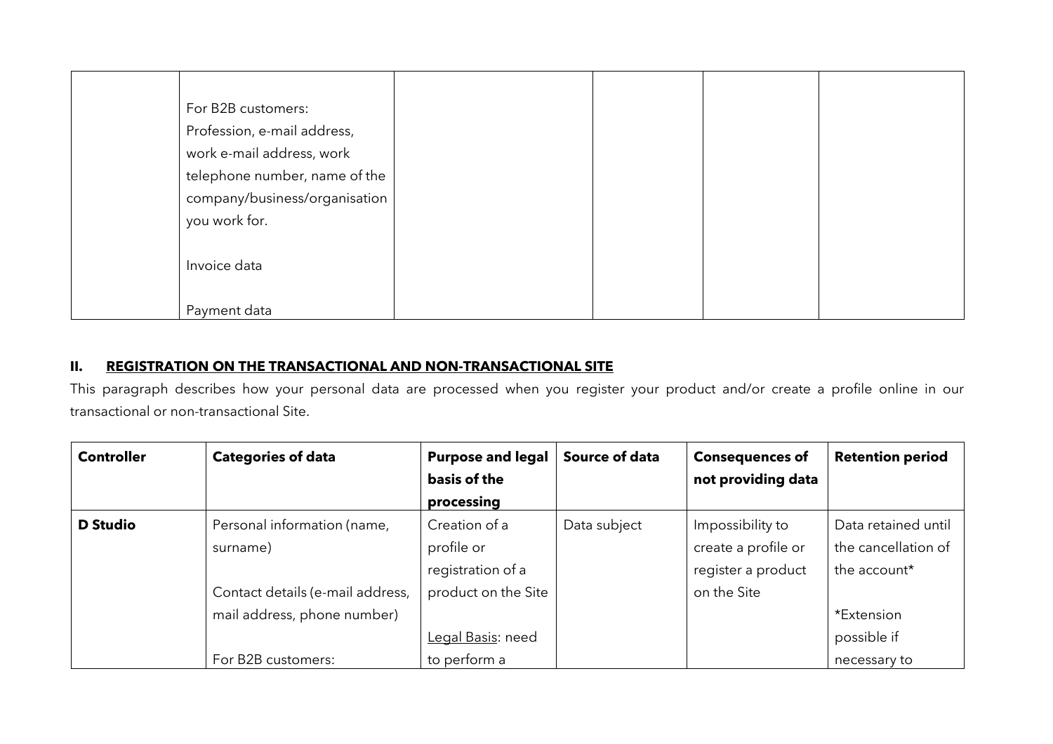|  |  |  |  |  |  |
|---|---|---|---|---|---|
|  | For B2B customers:<br>Profession, e-mail address, work e-mail address, work telephone number, name of the company/business/organisation you work for.<br><br>Invoice data<br><br>Payment data |  |  |  |  |

## II. REGISTRATION ON THE TRANSACTIONAL AND NON-TRANSACTIONAL SITE

This paragraph describes how your personal data are processed when you register your product and/or create a profile online in our transactional or non-transactional Site.

| Controller | Categories of data | Purpose and legal basis of the processing | Source of data | Consequences of not providing data | Retention period |
|---|---|---|---|---|---|
| **D Studio** | Personal information (name, surname)<br><br>Contact details (e-mail address, mail address, phone number)<br><br>For B2B customers: | Creation of a profile or registration of a product on the Site<br><br>Legal Basis: need to perform a | Data subject | Impossibility to create a profile or register a product on the Site | Data retained until the cancellation of the account*<br><br>*Extension possible if necessary to |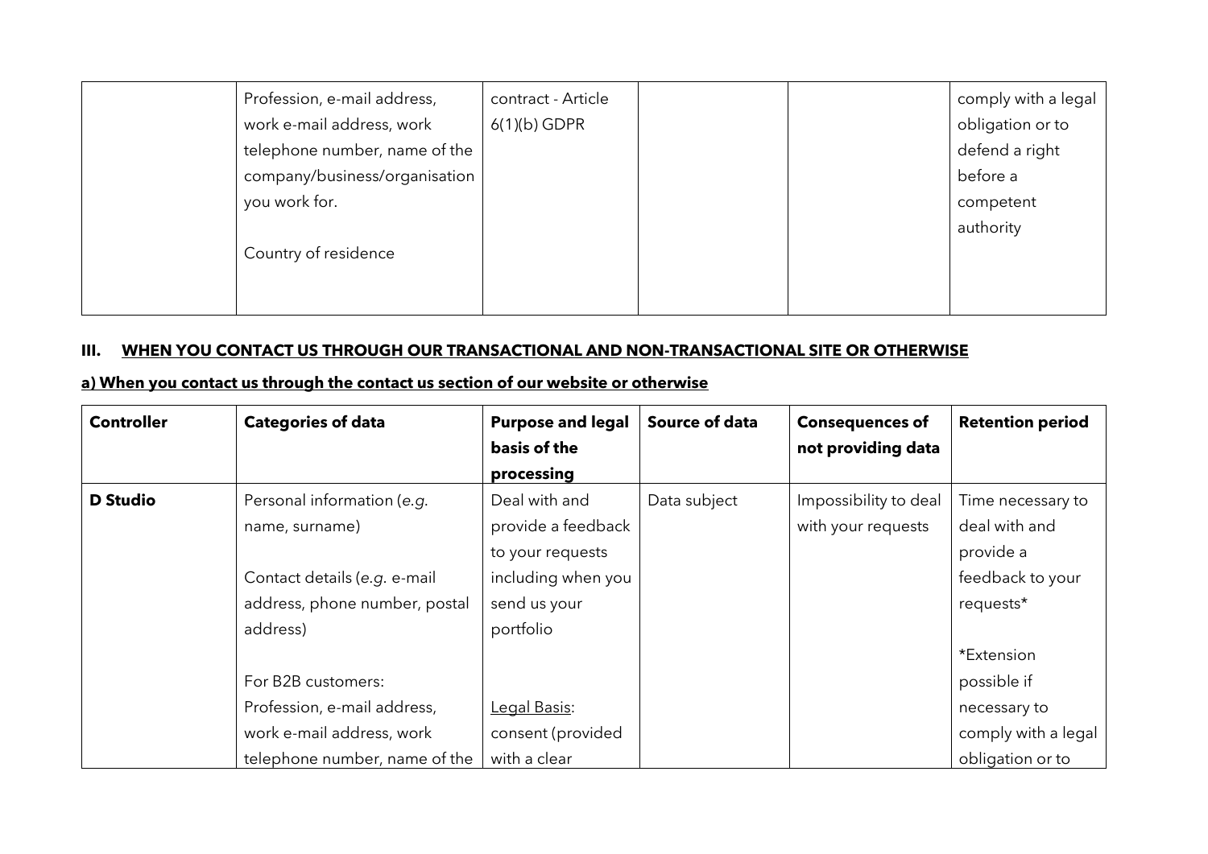|  | Profession, e-mail address, work e-mail address, work telephone number, name of the company/business/organisation you work for.<br><br>Country of residence | contract - Article 6(1)(b) GDPR |  |  | comply with a legal obligation or to defend a right before a competent authority |
|---|---|---|---|---|---|

### III. WHEN YOU CONTACT US THROUGH OUR TRANSACTIONAL AND NON-TRANSACTIONAL SITE OR OTHERWISE

#### a) When you contact us through the contact us section of our website or otherwise

| Controller | Categories of data | Purpose and legal basis of the processing | Source of data | Consequences of not providing data | Retention period |
|---|---|---|---|---|---|
| **D Studio** | Personal information (*e.g.* name, surname)<br><br>Contact details (*e.g.* e-mail address, phone number, postal address)<br><br>For B2B customers:<br>Profession, e-mail address, work e-mail address, work telephone number, name of the | Deal with and provide a feedback to your requests including when you send us your portfolio<br><br><br><br>Legal Basis:<br>consent (provided with a clear | Data subject | Impossibility to deal with your requests | Time necessary to deal with and provide a feedback to your requests*<br><br>*Extension possible if necessary to comply with a legal obligation or to |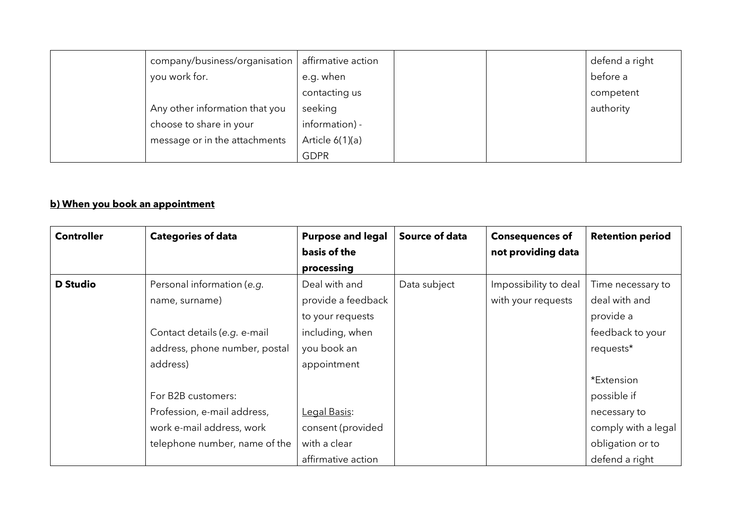| | | | | | |
|---|---|---|---|---|---|
| | company/business/organisation you work for.<br><br>Any other information that you choose to share in your message or in the attachments | affirmative action e.g. when contacting us seeking information) - Article 6(1)(a) GDPR | | | defend a right before a competent authority |

**b) When you book an appointment**

| **Controller** | **Categories of data** | **Purpose and legal basis of the processing** | **Source of data** | **Consequences of not providing data** | **Retention period** |
|---|---|---|---|---|---|
| **D Studio** | Personal information (*e.g.* name, surname)<br><br>Contact details (*e.g.* e-mail address, phone number, postal address)<br><br>For B2B customers: Profession, e-mail address, work e-mail address, work telephone number, name of the | Deal with and provide a feedback to your requests including, when you book an appointment<br><br><u>Legal Basis</u>: consent (provided with a clear affirmative action | Data subject | Impossibility to deal with your requests | Time necessary to deal with and provide a feedback to your requests*<br><br>*Extension possible if necessary to comply with a legal obligation or to defend a right |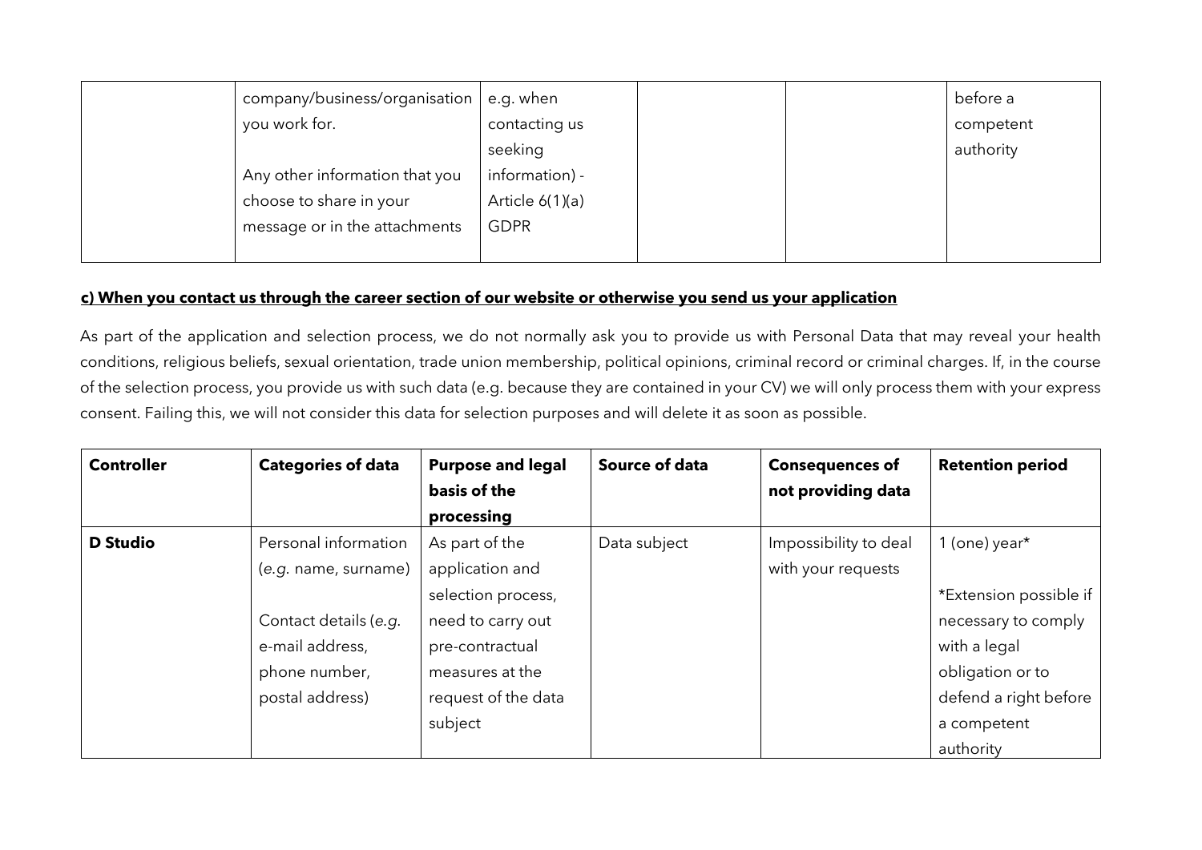| | | | | | |
|---|---|---|---|---|---|
| | company/business/organisation you work for.<br><br>Any other information that you choose to share in your message or in the attachments | e.g. when contacting us seeking information) - Article 6(1)(a) GDPR | | | before a competent authority |

**c) When you contact us through the career section of our website or otherwise you send us your application**

As part of the application and selection process, we do not normally ask you to provide us with Personal Data that may reveal your health conditions, religious beliefs, sexual orientation, trade union membership, political opinions, criminal record or criminal charges. If, in the course of the selection process, you provide us with such data (e.g. because they are contained in your CV) we will only process them with your express consent. Failing this, we will not consider this data for selection purposes and will delete it as soon as possible.

| **Controller** | **Categories of data** | **Purpose and legal basis of the processing** | **Source of data** | **Consequences of not providing data** | **Retention period** |
|---|---|---|---|---|---|
| **D Studio** | Personal information (*e.g.* name, surname)<br><br>Contact details (*e.g.* e-mail address, phone number, postal address) | As part of the application and selection process, need to carry out pre-contractual measures at the request of the data subject | Data subject | Impossibility to deal with your requests | 1 (one) year*<br><br>*Extension possible if necessary to comply with a legal obligation or to defend a right before a competent authority |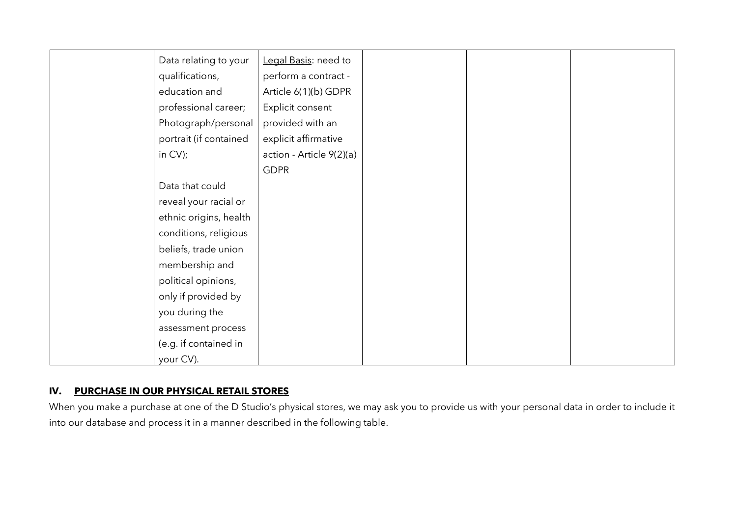| | | | | | |
|---|---|---|---|---|---|
| | Data relating to your qualifications, education and professional career; Photograph/personal portrait (if contained in CV);<br><br>Data that could reveal your racial or ethnic origins, health conditions, religious beliefs, trade union membership and political opinions, only if provided by you during the assessment process (e.g. if contained in your CV). | Legal Basis: need to perform a contract - Article 6(1)(b) GDPR Explicit consent provided with an explicit affirmative action - Article 9(2)(a) GDPR | | | |

## IV. PURCHASE IN OUR PHYSICAL RETAIL STORES

When you make a purchase at one of the D Studio's physical stores, we may ask you to provide us with your personal data in order to include it into our database and process it in a manner described in the following table.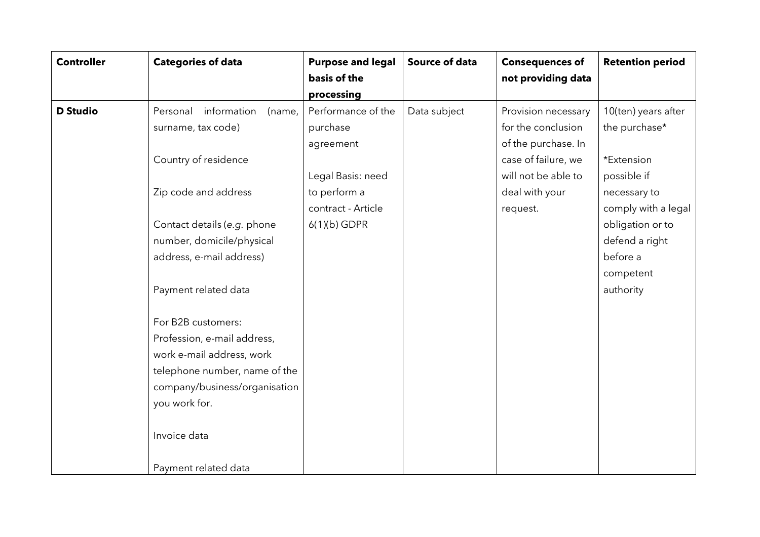| **Controller** | **Categories of data** | **Purpose and legal basis of the processing** | **Source of data** | **Consequences of not providing data** | **Retention period** |
| --- | --- | --- | --- | --- | --- |
| **D Studio** | Personal information (name, surname, tax code)<br><br>Country of residence<br><br>Zip code and address<br><br>Contact details (*e.g.* phone number, domicile/physical address, e-mail address)<br><br>Payment related data<br><br>For B2B customers:<br>Profession, e-mail address, work e-mail address, work telephone number, name of the company/business/organisation you work for.<br><br>Invoice data<br><br>Payment related data | Performance of the purchase agreement<br><br>Legal Basis: need to perform a contract - Article 6(1)(b) GDPR | Data subject | Provision necessary for the conclusion of the purchase. In case of failure, we will not be able to deal with your request. | 10(ten) years after the purchase*<br><br>*Extension possible if necessary to comply with a legal obligation or to defend a right before a competent authority |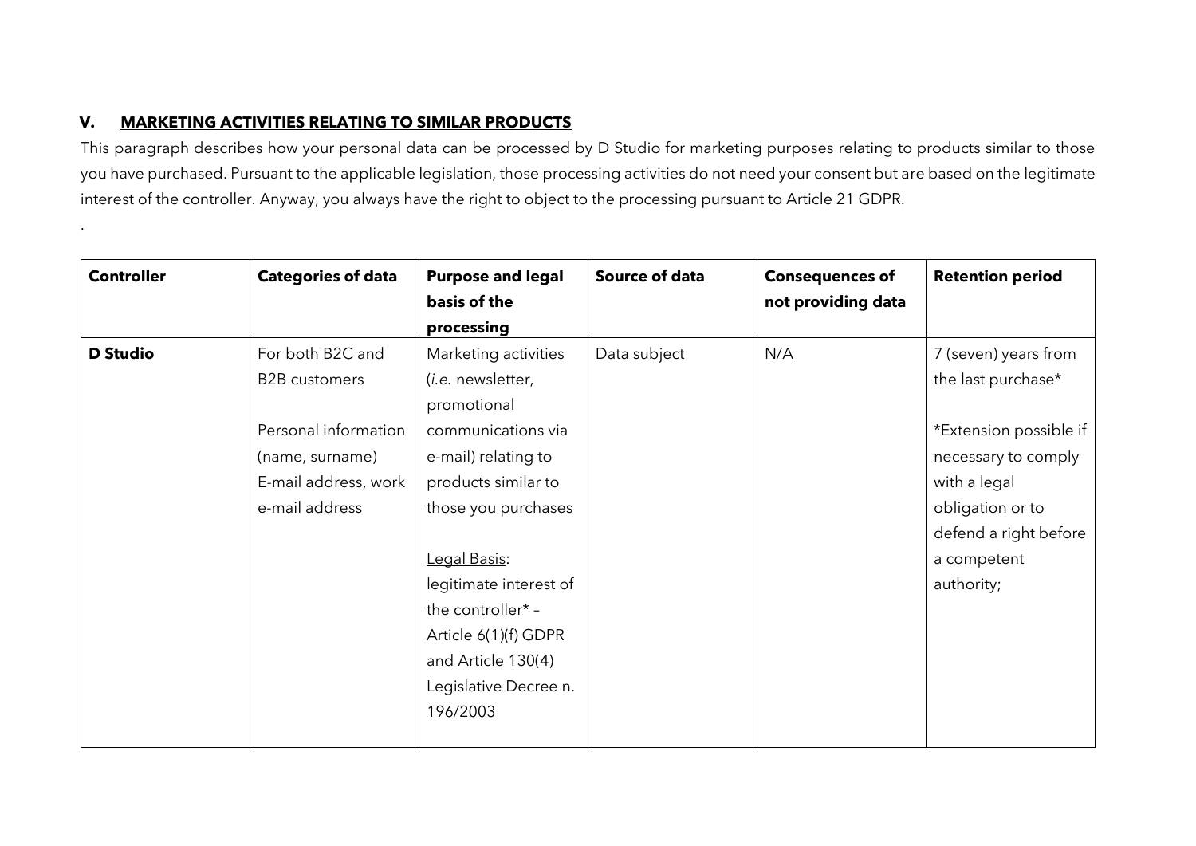## V. MARKETING ACTIVITIES RELATING TO SIMILAR PRODUCTS

This paragraph describes how your personal data can be processed by D Studio for marketing purposes relating to products similar to those you have purchased. Pursuant to the applicable legislation, those processing activities do not need your consent but are based on the legitimate interest of the controller. Anyway, you always have the right to object to the processing pursuant to Article 21 GDPR.

.

| **Controller** | **Categories of data** | **Purpose and legal basis of the processing** | **Source of data** | **Consequences of not providing data** | **Retention period** |
|---|---|---|---|---|---|
| **D Studio** | For both B2C and B2B customers<br><br>Personal information (name, surname) E-mail address, work e-mail address | Marketing activities (*i.e.* newsletter, promotional communications via e-mail) relating to products similar to those you purchases<br><br><u>Legal Basis</u>: legitimate interest of the controller* – Article 6(1)(f) GDPR and Article 130(4) Legislative Decree n. 196/2003 | Data subject | N/A | 7 (seven) years from the last purchase*<br><br>*Extension possible if necessary to comply with a legal obligation or to defend a right before a competent authority; |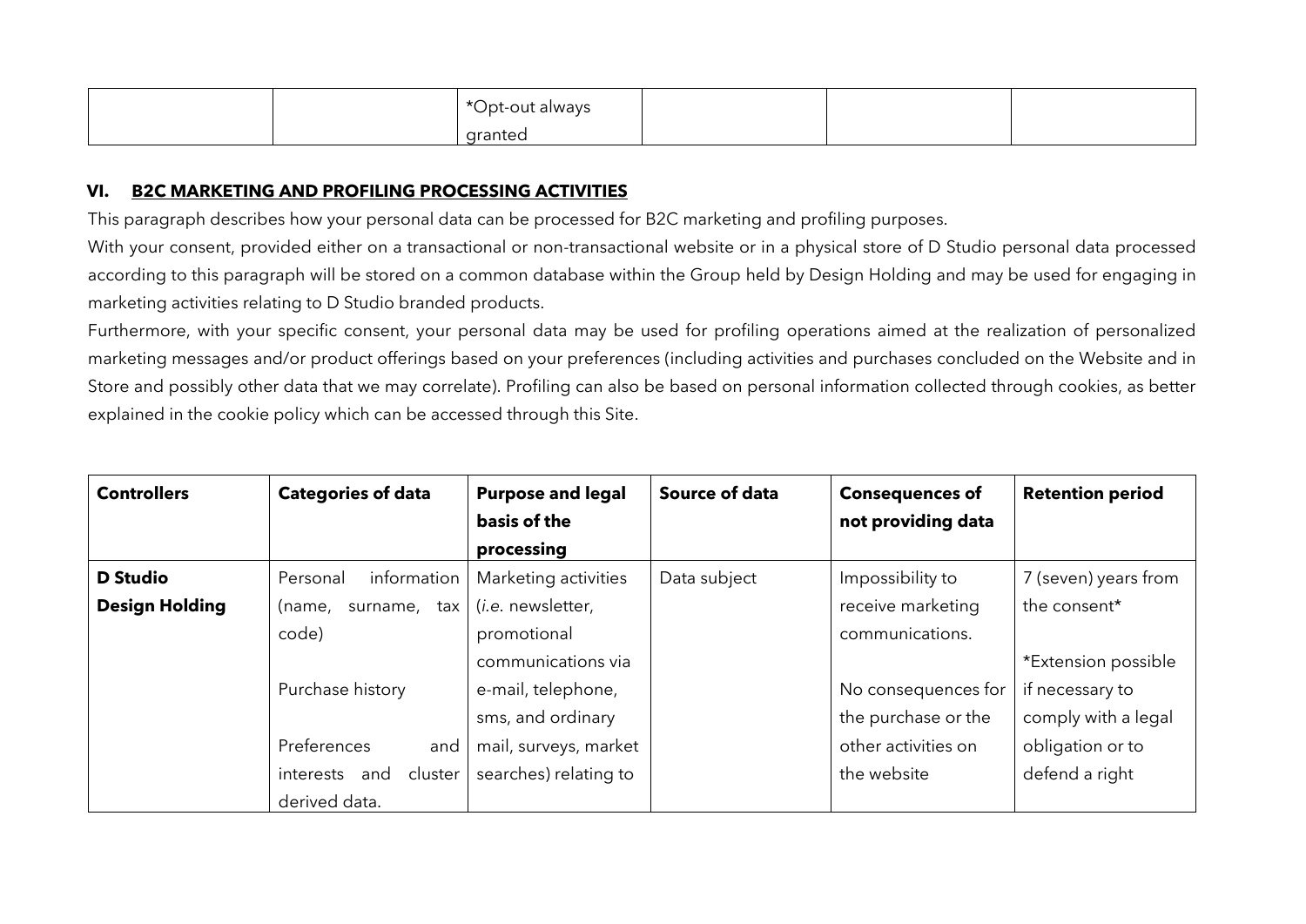| | | *Opt-out always granted | | | |
|---|---|---|---|---|---|

**VI. B2C MARKETING AND PROFILING PROCESSING ACTIVITIES**

This paragraph describes how your personal data can be processed for B2C marketing and profiling purposes.

With your consent, provided either on a transactional or non-transactional website or in a physical store of D Studio personal data processed according to this paragraph will be stored on a common database within the Group held by Design Holding and may be used for engaging in marketing activities relating to D Studio branded products.

Furthermore, with your specific consent, your personal data may be used for profiling operations aimed at the realization of personalized marketing messages and/or product offerings based on your preferences (including activities and purchases concluded on the Website and in Store and possibly other data that we may correlate). Profiling can also be based on personal information collected through cookies, as better explained in the cookie policy which can be accessed through this Site.

| **Controllers** | **Categories of data** | **Purpose and legal basis of the processing** | **Source of data** | **Consequences of not providing data** | **Retention period** |
|---|---|---|---|---|---|
| **D Studio**<br>**Design Holding** | Personal information (name, surname, tax code)<br><br>Purchase history<br><br>Preferences and interests and cluster derived data. | Marketing activities (*i.e.* newsletter, promotional communications via e-mail, telephone, sms, and ordinary mail, surveys, market searches) relating to | Data subject | Impossibility to receive marketing communications.<br><br>No consequences for the purchase or the other activities on the website | 7 (seven) years from the consent*<br><br>*Extension possible if necessary to comply with a legal obligation or to defend a right |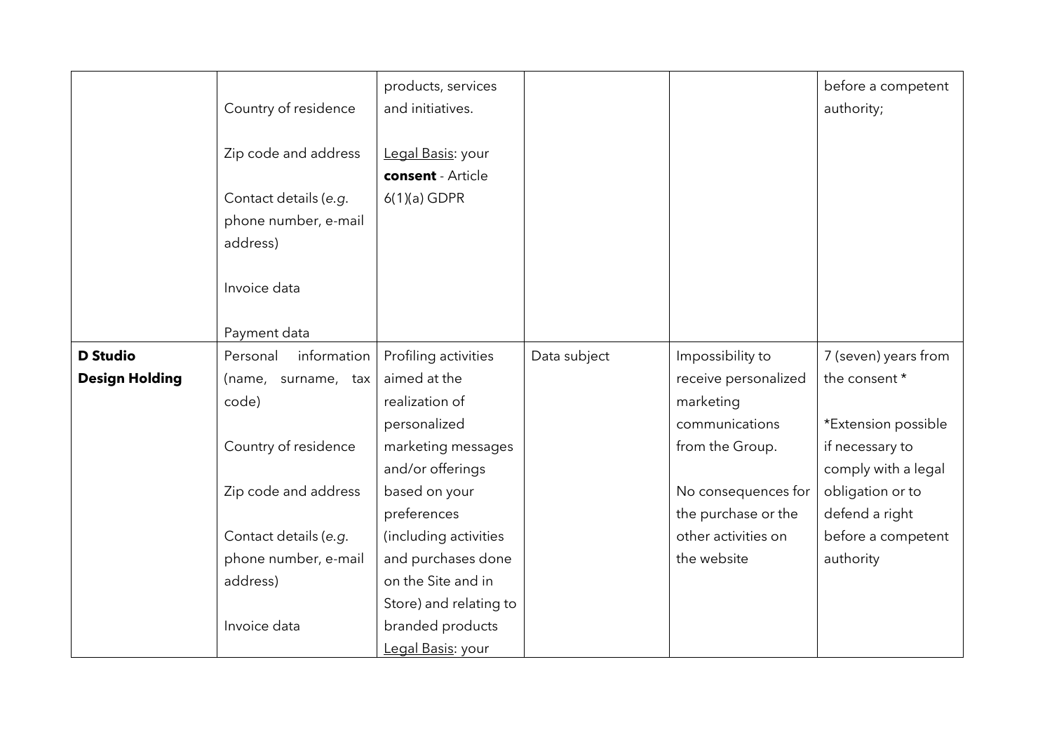| | | | | | |
|---|---|---|---|---|---|
| | Country of residence<br><br>Zip code and address<br><br>Contact details (*e.g.* phone number, e-mail address)<br><br>Invoice data<br><br>Payment data | products, services and initiatives.<br><br><u>Legal Basis</u>: your **consent** - Article 6(1)(a) GDPR | | | before a competent authority; |
| **D Studio Design Holding** | Personal information (name, surname, tax code)<br><br>Country of residence<br><br>Zip code and address<br><br>Contact details (*e.g.* phone number, e-mail address)<br><br>Invoice data | Profiling activities aimed at the realization of personalized marketing messages and/or offerings based on your preferences (including activities and purchases done on the Site and in Store) and relating to branded products<br><u>Legal Basis</u>: your | Data subject | Impossibility to receive personalized marketing communications from the Group.<br><br>No consequences for the purchase or the other activities on the website | 7 (seven) years from the consent *<br><br>*Extension possible if necessary to comply with a legal obligation or to defend a right before a competent authority |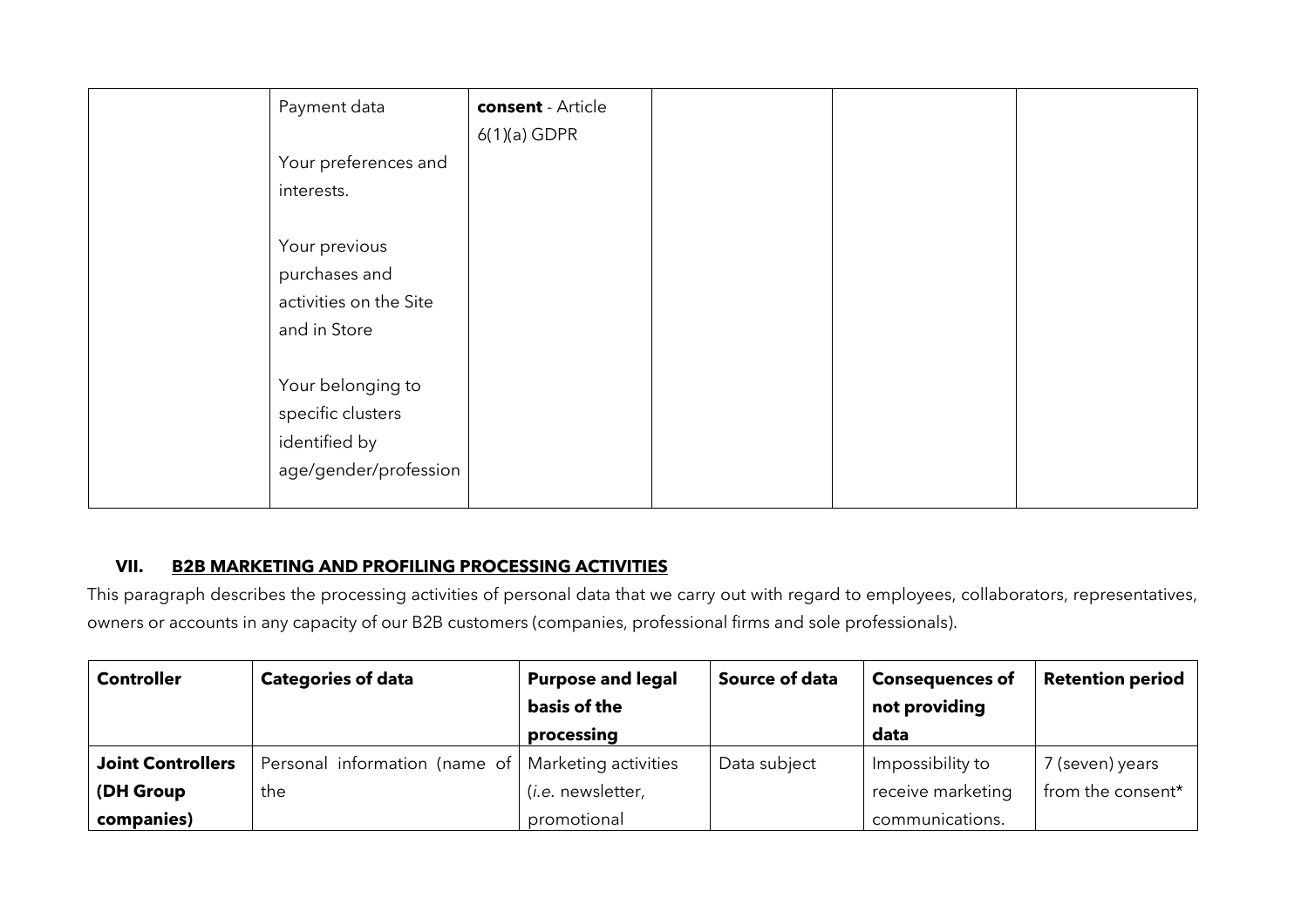| | | | | | |
|---|---|---|---|---|---|
| | Payment data<br><br>Your preferences and interests.<br><br>Your previous purchases and activities on the Site and in Store<br><br>Your belonging to specific clusters identified by age/gender/profession | **consent** - Article 6(1)(a) GDPR | | | |

## VII. B2B MARKETING AND PROFILING PROCESSING ACTIVITIES

This paragraph describes the processing activities of personal data that we carry out with regard to employees, collaborators, representatives, owners or accounts in any capacity of our B2B customers (companies, professional firms and sole professionals).

| Controller | Categories of data | Purpose and legal basis of the processing | Source of data | Consequences of not providing data | Retention period |
|---|---|---|---|---|---|
| **Joint Controllers (DH Group companies)** | Personal information (name of the | Marketing activities (*i.e.* newsletter, promotional | Data subject | Impossibility to receive marketing communications. | 7 (seven) years from the consent* |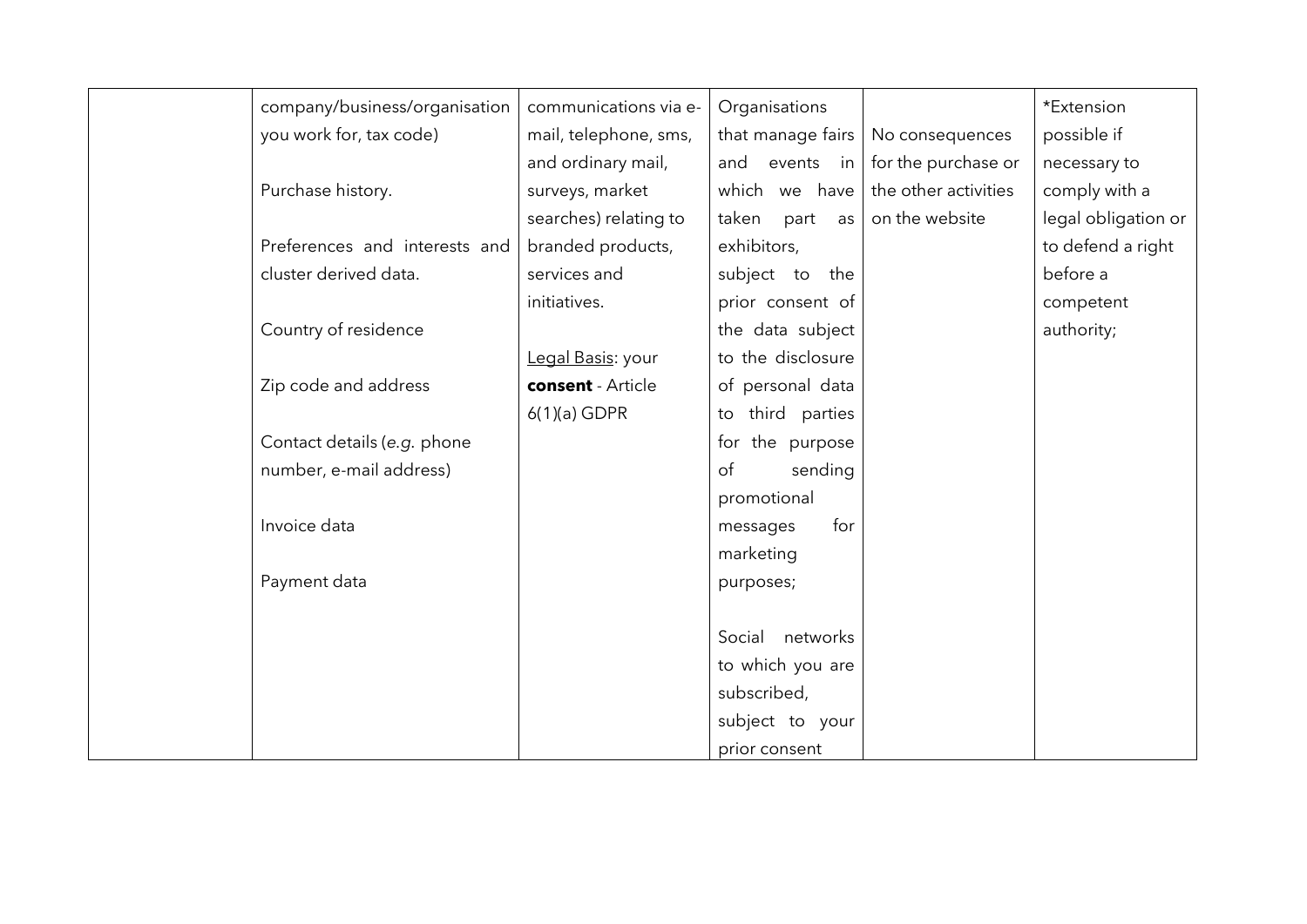| | | | | | |
|---|---|---|---|---|---|
| | company/business/organisation you work for, tax code)<br><br>Purchase history.<br><br>Preferences and interests and cluster derived data.<br><br>Country of residence<br><br>Zip code and address<br><br>Contact details (*e.g.* phone number, e-mail address)<br><br>Invoice data<br><br>Payment data | communications via e-mail, telephone, sms, and ordinary mail, surveys, market searches) relating to branded products, services and initiatives.<br><br><u>Legal Basis</u>: your **consent** - Article 6(1)(a) GDPR | Organisations that manage fairs and events in which we have taken part as exhibitors, subject to the prior consent of the data subject to the disclosure of personal data to third parties for the purpose of sending promotional messages for marketing purposes;<br><br>Social networks to which you are subscribed, subject to your prior consent | No consequences for the purchase or the other activities on the website | *Extension possible if necessary to comply with a legal obligation or to defend a right before a competent authority; |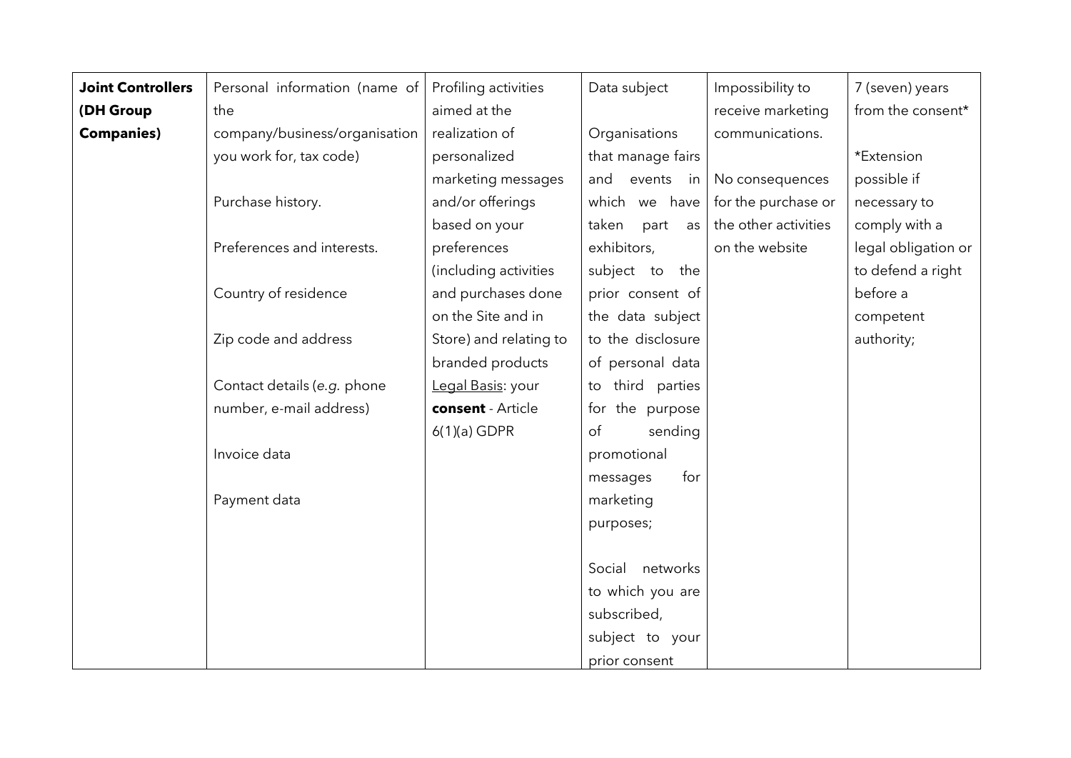| **Joint Controllers (DH Group Companies)** | Personal information (name of the company/business/organisation you work for, tax code)<br><br>Purchase history.<br><br>Preferences and interests.<br><br>Country of residence<br><br>Zip code and address<br><br>Contact details (*e.g.* phone number, e-mail address)<br><br>Invoice data<br><br>Payment data | Profiling activities aimed at the realization of personalized marketing messages and/or offerings based on your preferences (including activities and purchases done on the Site and in Store) and relating to branded products<br>Legal Basis: your **consent** - Article 6(1)(a) GDPR | Data subject<br><br>Organisations that manage fairs and events in which we have taken part as exhibitors, subject to the prior consent of the data subject to the disclosure of personal data to third parties for the purpose of sending promotional messages for marketing purposes;<br><br>Social networks to which you are subscribed, subject to your prior consent | Impossibility to receive marketing communications.<br><br>No consequences for the purchase or the other activities on the website | 7 (seven) years from the consent*<br><br>*Extension possible if necessary to comply with a legal obligation or to defend a right before a competent authority; |
|---|---|---|---|---|---|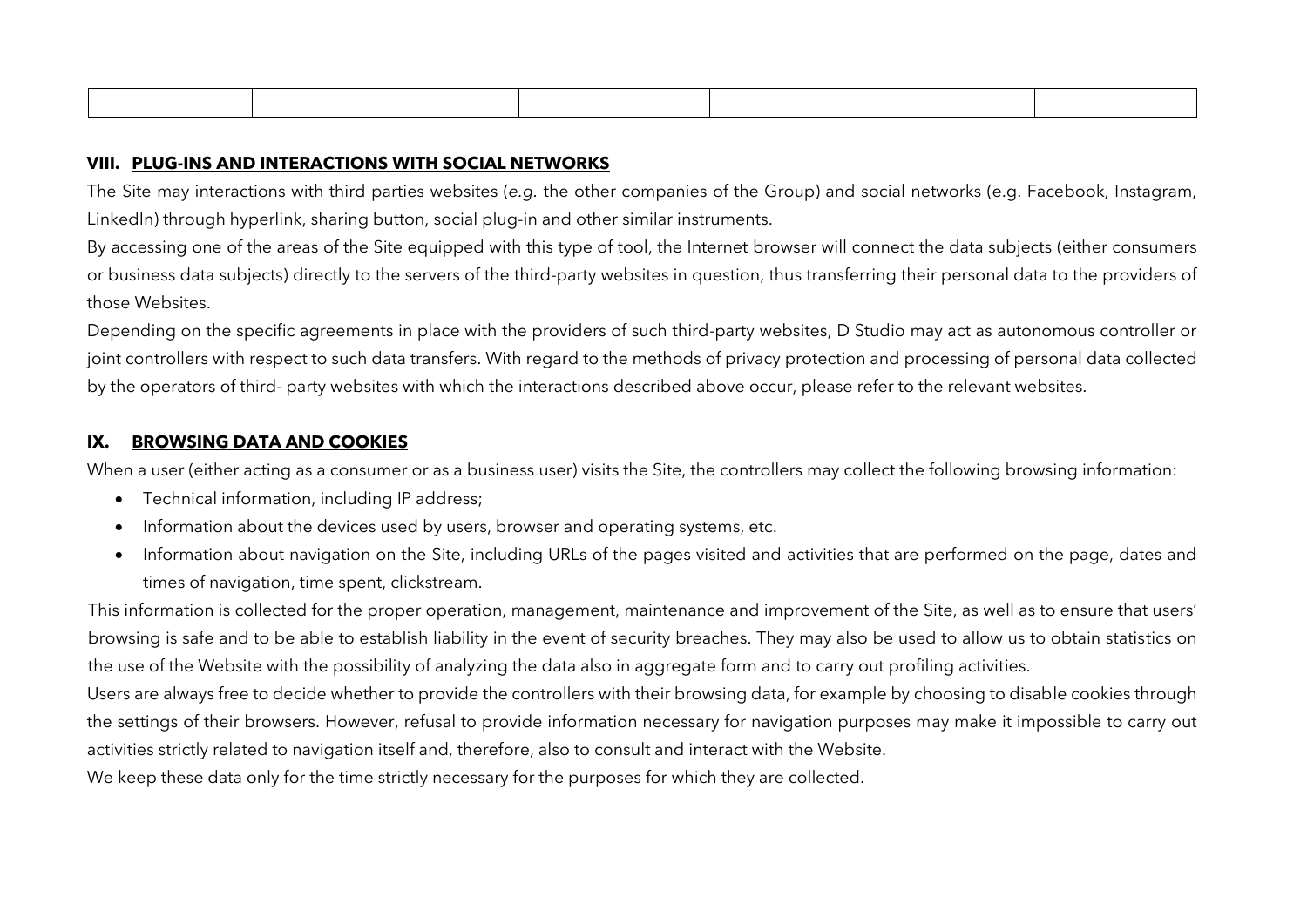| | | | | | |
|---|---|---|---|---|---|
| | | | | | |

## VIII. PLUG-INS AND INTERACTIONS WITH SOCIAL NETWORKS

The Site may interactions with third parties websites (*e.g.* the other companies of the Group) and social networks (e.g. Facebook, Instagram, LinkedIn) through hyperlink, sharing button, social plug-in and other similar instruments.

By accessing one of the areas of the Site equipped with this type of tool, the Internet browser will connect the data subjects (either consumers or business data subjects) directly to the servers of the third-party websites in question, thus transferring their personal data to the providers of those Websites.

Depending on the specific agreements in place with the providers of such third-party websites, D Studio may act as autonomous controller or joint controllers with respect to such data transfers. With regard to the methods of privacy protection and processing of personal data collected by the operators of third- party websites with which the interactions described above occur, please refer to the relevant websites.

## IX. BROWSING DATA AND COOKIES

When a user (either acting as a consumer or as a business user) visits the Site, the controllers may collect the following browsing information:

- Technical information, including IP address;
- Information about the devices used by users, browser and operating systems, etc.
- Information about navigation on the Site, including URLs of the pages visited and activities that are performed on the page, dates and times of navigation, time spent, clickstream.

This information is collected for the proper operation, management, maintenance and improvement of the Site, as well as to ensure that users' browsing is safe and to be able to establish liability in the event of security breaches. They may also be used to allow us to obtain statistics on the use of the Website with the possibility of analyzing the data also in aggregate form and to carry out profiling activities.

Users are always free to decide whether to provide the controllers with their browsing data, for example by choosing to disable cookies through the settings of their browsers. However, refusal to provide information necessary for navigation purposes may make it impossible to carry out activities strictly related to navigation itself and, therefore, also to consult and interact with the Website.

We keep these data only for the time strictly necessary for the purposes for which they are collected.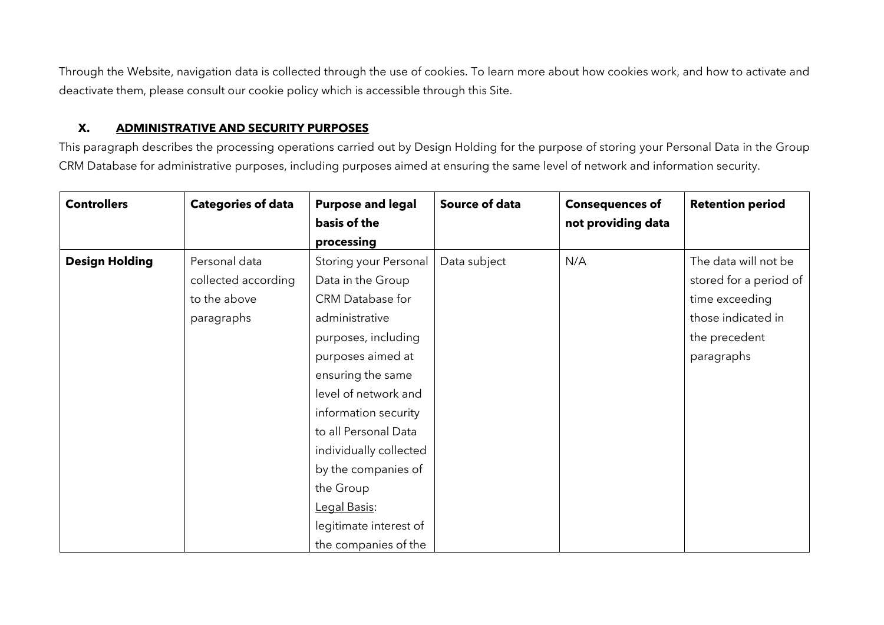Through the Website, navigation data is collected through the use of cookies. To learn more about how cookies work, and how to activate and deactivate them, please consult our cookie policy which is accessible through this Site.

## X. ADMINISTRATIVE AND SECURITY PURPOSES

This paragraph describes the processing operations carried out by Design Holding for the purpose of storing your Personal Data in the Group CRM Database for administrative purposes, including purposes aimed at ensuring the same level of network and information security.

| **Controllers** | **Categories of data** | **Purpose and legal basis of the processing** | **Source of data** | **Consequences of not providing data** | **Retention period** |
|---|---|---|---|---|---|
| **Design Holding** | Personal data collected according to the above paragraphs | Storing your Personal Data in the Group CRM Database for administrative purposes, including purposes aimed at ensuring the same level of network and information security to all Personal Data individually collected by the companies of the Group<br>Legal Basis: legitimate interest of the companies of the | Data subject | N/A | The data will not be stored for a period of time exceeding those indicated in the precedent paragraphs |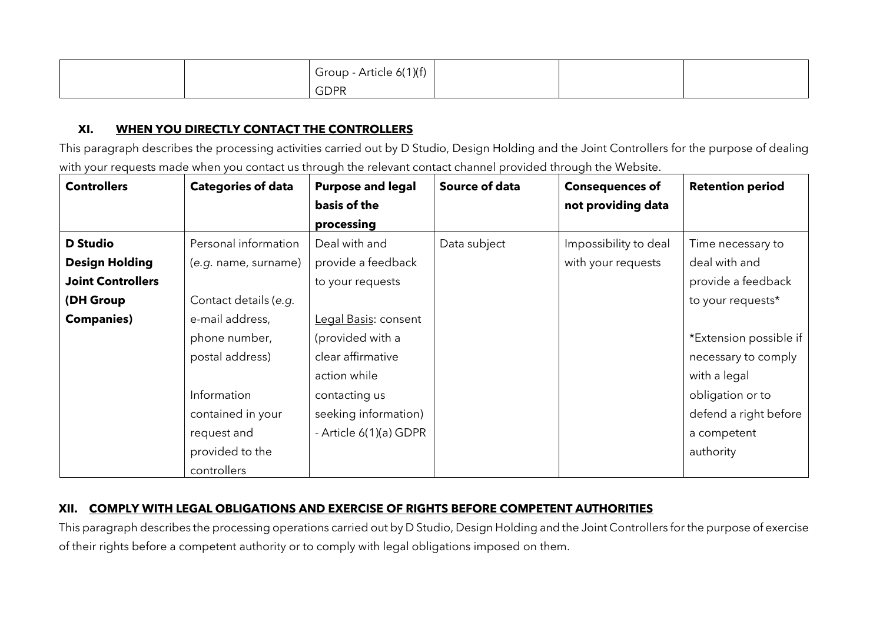| | | Group - Article 6(1)(f) GDPR | | | |
|---|---|---|---|---|---|

### XI. WHEN YOU DIRECTLY CONTACT THE CONTROLLERS

This paragraph describes the processing activities carried out by D Studio, Design Holding and the Joint Controllers for the purpose of dealing with your requests made when you contact us through the relevant contact channel provided through the Website.

| **Controllers** | **Categories of data** | **Purpose and legal basis of the processing** | **Source of data** | **Consequences of not providing data** | **Retention period** |
|---|---|---|---|---|---|
| **D Studio**<br>**Design Holding**<br>**Joint Controllers (DH Group Companies)** | Personal information (*e.g.* name, surname)<br><br>Contact details (*e.g.* e-mail address, phone number, postal address)<br><br>Information contained in your request and provided to the controllers | Deal with and provide a feedback to your requests<br><br><u>Legal Basis</u>: consent (provided with a clear affirmative action while contacting us seeking information) - Article 6(1)(a) GDPR | Data subject | Impossibility to deal with your requests | Time necessary to deal with and provide a feedback to your requests*<br><br>*Extension possible if necessary to comply with a legal obligation or to defend a right before a competent authority |

### XII. COMPLY WITH LEGAL OBLIGATIONS AND EXERCISE OF RIGHTS BEFORE COMPETENT AUTHORITIES

This paragraph describes the processing operations carried out by D Studio, Design Holding and the Joint Controllers for the purpose of exercise of their rights before a competent authority or to comply with legal obligations imposed on them.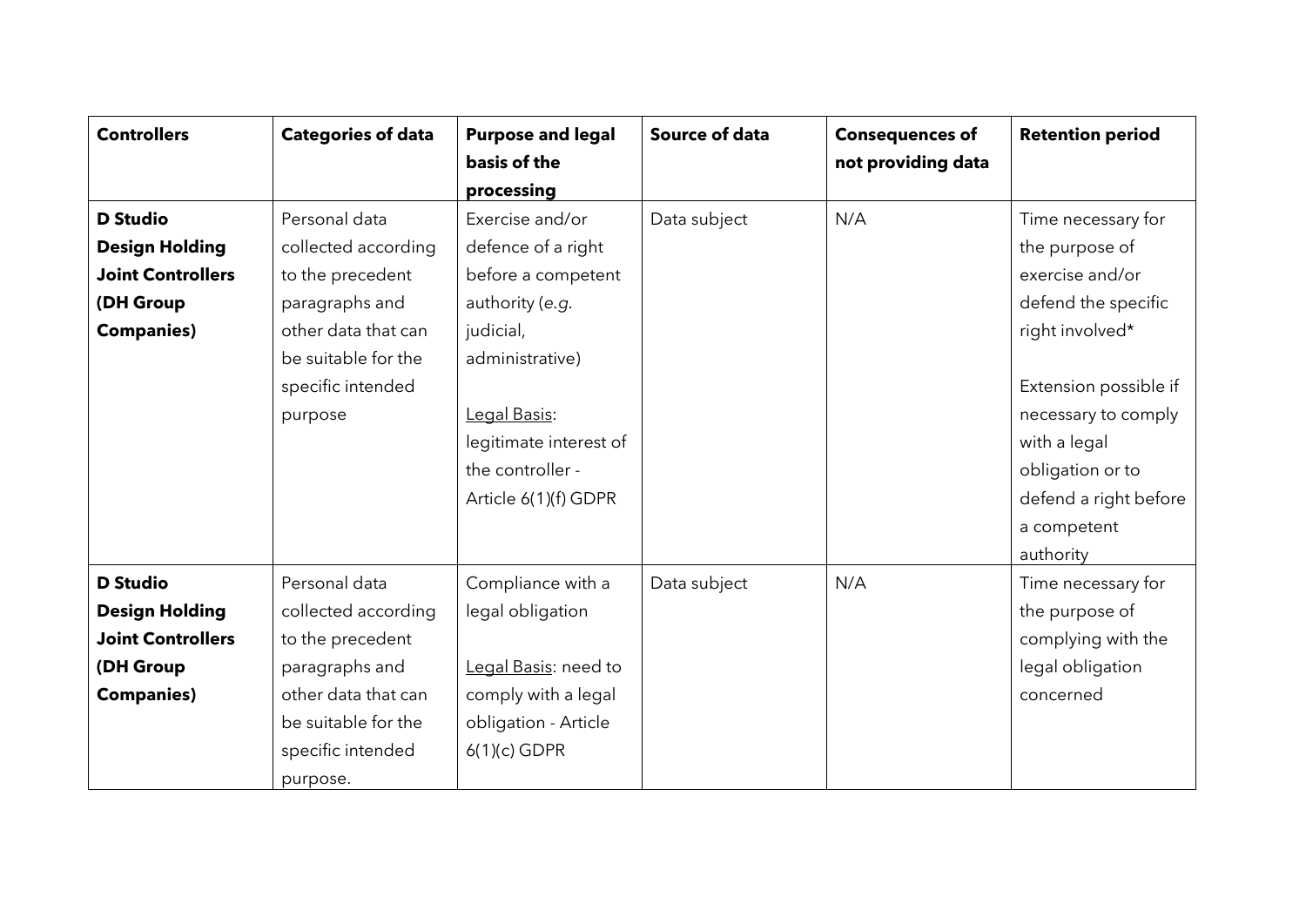| **Controllers** | **Categories of data** | **Purpose and legal basis of the processing** | **Source of data** | **Consequences of not providing data** | **Retention period** |
|---|---|---|---|---|---|
| **D Studio Design Holding Joint Controllers (DH Group Companies)** | Personal data collected according to the precedent paragraphs and other data that can be suitable for the specific intended purpose | Exercise and/or defence of a right before a competent authority (*e.g.* judicial, administrative)<br><br><u>Legal Basis</u>: legitimate interest of the controller - Article 6(1)(f) GDPR | Data subject | N/A | Time necessary for the purpose of exercise and/or defend the specific right involved*<br><br>Extension possible if necessary to comply with a legal obligation or to defend a right before a competent authority |
| **D Studio Design Holding Joint Controllers (DH Group Companies)** | Personal data collected according to the precedent paragraphs and other data that can be suitable for the specific intended purpose. | Compliance with a legal obligation<br><br><u>Legal Basis</u>: need to comply with a legal obligation - Article 6(1)(c) GDPR | Data subject | N/A | Time necessary for the purpose of complying with the legal obligation concerned |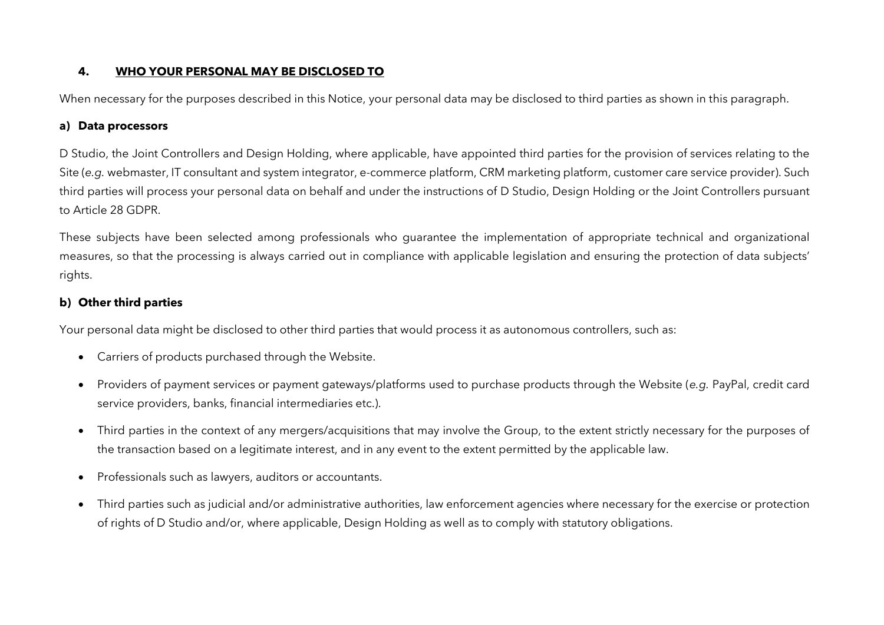## 4. <u>**WHO YOUR PERSONAL MAY BE DISCLOSED TO**</u>

When necessary for the purposes described in this Notice, your personal data may be disclosed to third parties as shown in this paragraph.

### a) Data processors

D Studio, the Joint Controllers and Design Holding, where applicable, have appointed third parties for the provision of services relating to the Site (*e.g.* webmaster, IT consultant and system integrator, e-commerce platform, CRM marketing platform, customer care service provider). Such third parties will process your personal data on behalf and under the instructions of D Studio, Design Holding or the Joint Controllers pursuant to Article 28 GDPR.

These subjects have been selected among professionals who guarantee the implementation of appropriate technical and organizational measures, so that the processing is always carried out in compliance with applicable legislation and ensuring the protection of data subjects' rights.

### b) Other third parties

Your personal data might be disclosed to other third parties that would process it as autonomous controllers, such as:

- Carriers of products purchased through the Website.
- Providers of payment services or payment gateways/platforms used to purchase products through the Website (*e.g.* PayPal, credit card service providers, banks, financial intermediaries etc.).
- Third parties in the context of any mergers/acquisitions that may involve the Group, to the extent strictly necessary for the purposes of the transaction based on a legitimate interest, and in any event to the extent permitted by the applicable law.
- Professionals such as lawyers, auditors or accountants.
- Third parties such as judicial and/or administrative authorities, law enforcement agencies where necessary for the exercise or protection of rights of D Studio and/or, where applicable, Design Holding as well as to comply with statutory obligations.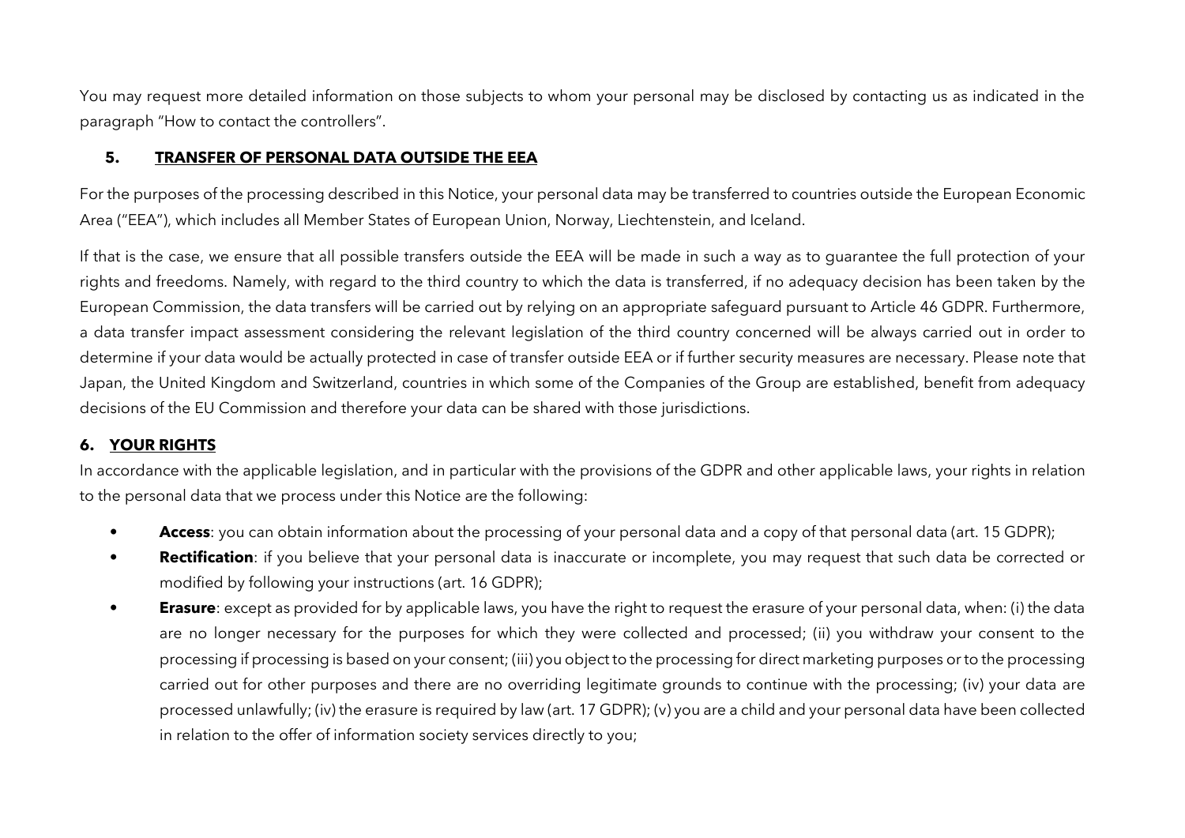You may request more detailed information on those subjects to whom your personal may be disclosed by contacting us as indicated in the paragraph "How to contact the controllers".

## 5. TRANSFER OF PERSONAL DATA OUTSIDE THE EEA

For the purposes of the processing described in this Notice, your personal data may be transferred to countries outside the European Economic Area ("EEA"), which includes all Member States of European Union, Norway, Liechtenstein, and Iceland.

If that is the case, we ensure that all possible transfers outside the EEA will be made in such a way as to guarantee the full protection of your rights and freedoms. Namely, with regard to the third country to which the data is transferred, if no adequacy decision has been taken by the European Commission, the data transfers will be carried out by relying on an appropriate safeguard pursuant to Article 46 GDPR. Furthermore, a data transfer impact assessment considering the relevant legislation of the third country concerned will be always carried out in order to determine if your data would be actually protected in case of transfer outside EEA or if further security measures are necessary. Please note that Japan, the United Kingdom and Switzerland, countries in which some of the Companies of the Group are established, benefit from adequacy decisions of the EU Commission and therefore your data can be shared with those jurisdictions.

## 6. YOUR RIGHTS

In accordance with the applicable legislation, and in particular with the provisions of the GDPR and other applicable laws, your rights in relation to the personal data that we process under this Notice are the following:

- **Access**: you can obtain information about the processing of your personal data and a copy of that personal data (art. 15 GDPR);
- **Rectification**: if you believe that your personal data is inaccurate or incomplete, you may request that such data be corrected or modified by following your instructions (art. 16 GDPR);
- **Erasure**: except as provided for by applicable laws, you have the right to request the erasure of your personal data, when: (i) the data are no longer necessary for the purposes for which they were collected and processed; (ii) you withdraw your consent to the processing if processing is based on your consent; (iii) you object to the processing for direct marketing purposes or to the processing carried out for other purposes and there are no overriding legitimate grounds to continue with the processing; (iv) your data are processed unlawfully; (iv) the erasure is required by law (art. 17 GDPR); (v) you are a child and your personal data have been collected in relation to the offer of information society services directly to you;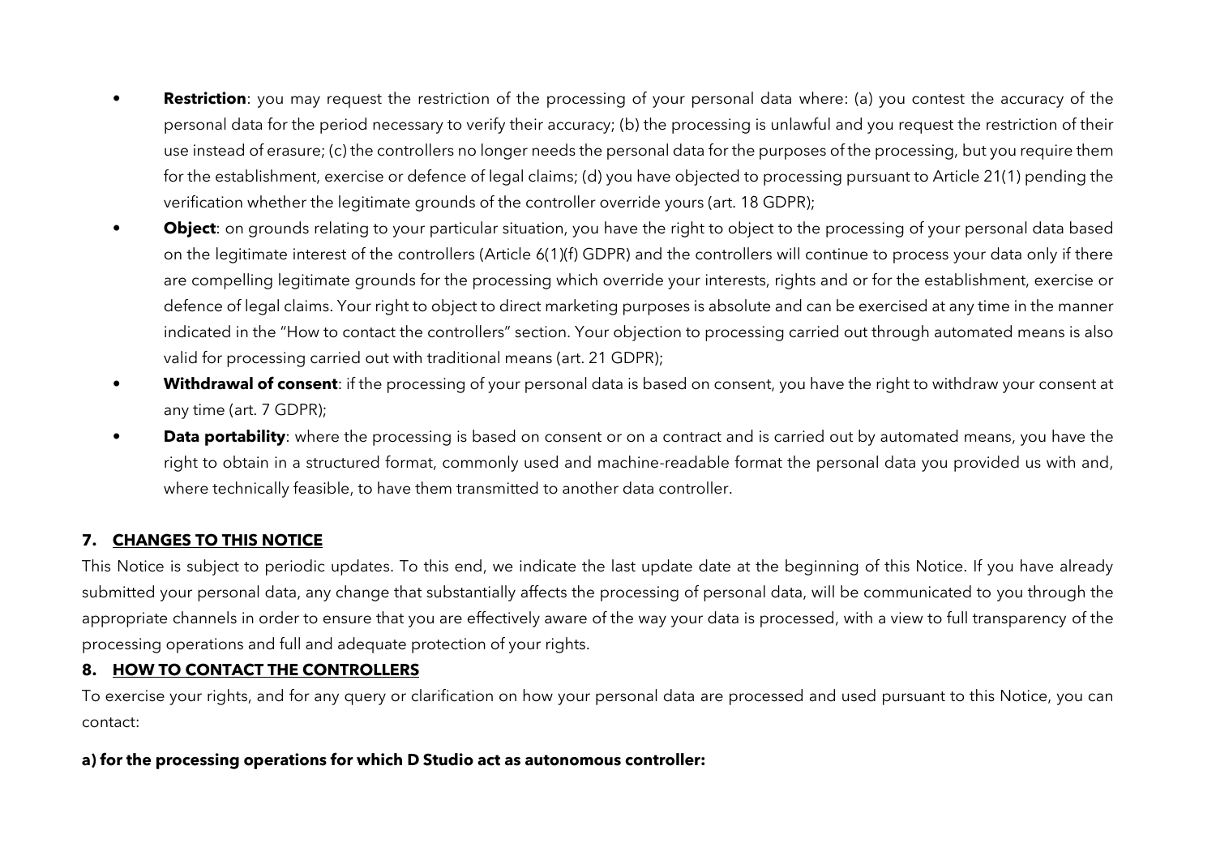- **Restriction**: you may request the restriction of the processing of your personal data where: (a) you contest the accuracy of the personal data for the period necessary to verify their accuracy; (b) the processing is unlawful and you request the restriction of their use instead of erasure; (c) the controllers no longer needs the personal data for the purposes of the processing, but you require them for the establishment, exercise or defence of legal claims; (d) you have objected to processing pursuant to Article 21(1) pending the verification whether the legitimate grounds of the controller override yours (art. 18 GDPR);
- **Object**: on grounds relating to your particular situation, you have the right to object to the processing of your personal data based on the legitimate interest of the controllers (Article 6(1)(f) GDPR) and the controllers will continue to process your data only if there are compelling legitimate grounds for the processing which override your interests, rights and or for the establishment, exercise or defence of legal claims. Your right to object to direct marketing purposes is absolute and can be exercised at any time in the manner indicated in the "How to contact the controllers" section. Your objection to processing carried out through automated means is also valid for processing carried out with traditional means (art. 21 GDPR);
- **Withdrawal of consent**: if the processing of your personal data is based on consent, you have the right to withdraw your consent at any time (art. 7 GDPR);
- **Data portability**: where the processing is based on consent or on a contract and is carried out by automated means, you have the right to obtain in a structured format, commonly used and machine-readable format the personal data you provided us with and, where technically feasible, to have them transmitted to another data controller.

## 7. CHANGES TO THIS NOTICE

This Notice is subject to periodic updates. To this end, we indicate the last update date at the beginning of this Notice. If you have already submitted your personal data, any change that substantially affects the processing of personal data, will be communicated to you through the appropriate channels in order to ensure that you are effectively aware of the way your data is processed, with a view to full transparency of the processing operations and full and adequate protection of your rights.

## 8. HOW TO CONTACT THE CONTROLLERS

To exercise your rights, and for any query or clarification on how your personal data are processed and used pursuant to this Notice, you can contact:

**a) for the processing operations for which D Studio act as autonomous controller:**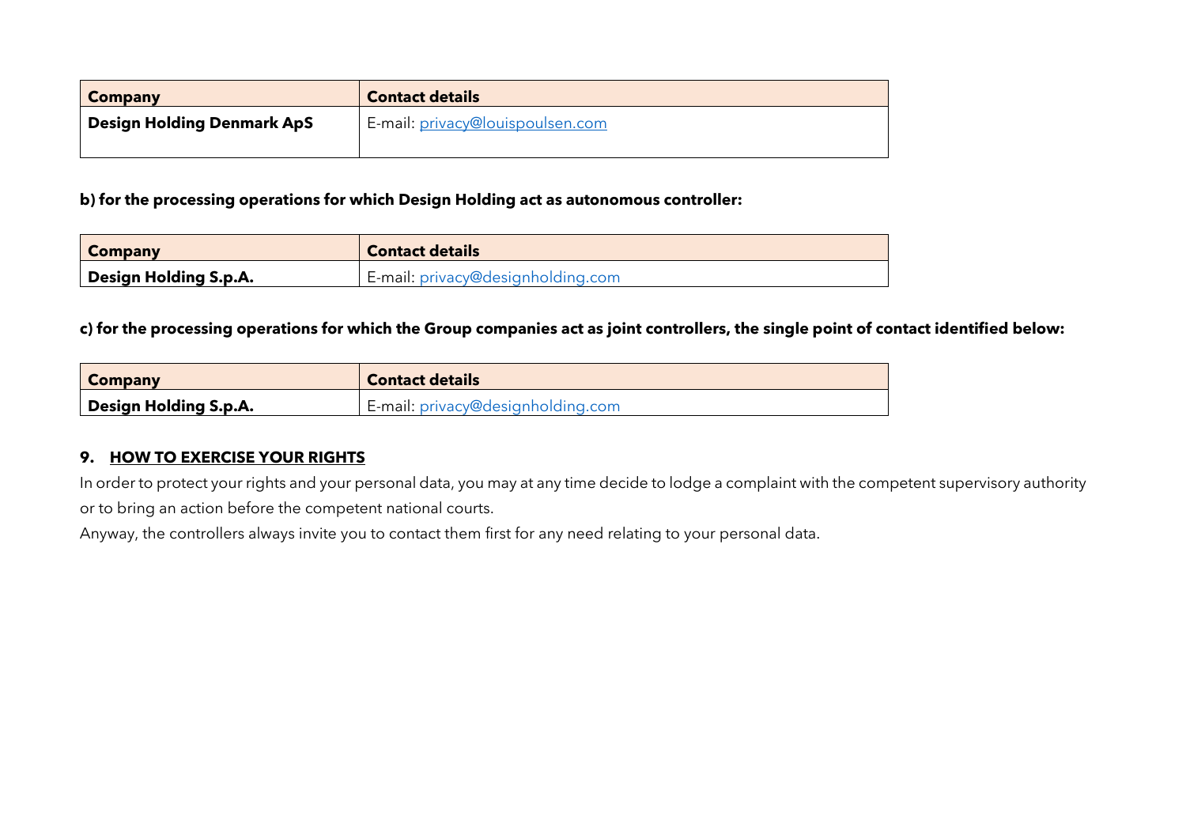| **Company** | **Contact details** |
| --- | --- |
| **Design Holding Denmark ApS** | E-mail: privacy@louispoulsen.com |

**b) for the processing operations for which Design Holding act as autonomous controller:**

| **Company** | **Contact details** |
| --- | --- |
| **Design Holding S.p.A.** | E-mail: privacy@designholding.com |

**c) for the processing operations for which the Group companies act as joint controllers, the single point of contact identified below:**

| **Company** | **Contact details** |
| --- | --- |
| **Design Holding S.p.A.** | E-mail: privacy@designholding.com |

## 9. HOW TO EXERCISE YOUR RIGHTS

In order to protect your rights and your personal data, you may at any time decide to lodge a complaint with the competent supervisory authority or to bring an action before the competent national courts.

Anyway, the controllers always invite you to contact them first for any need relating to your personal data.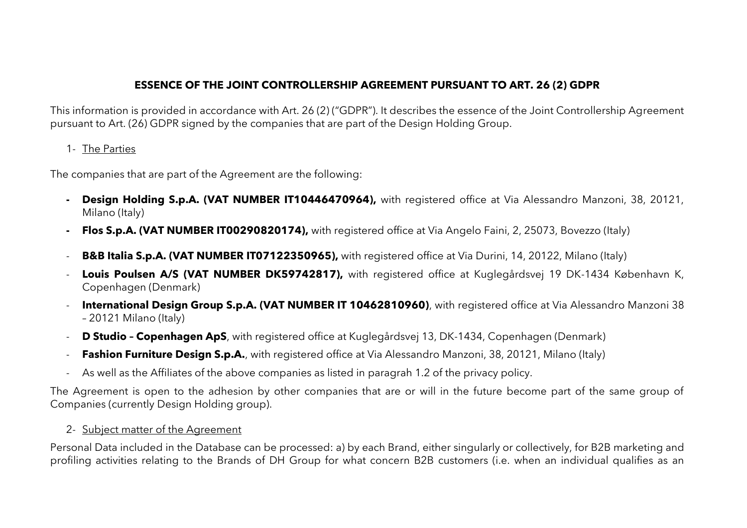**ESSENCE OF THE JOINT CONTROLLERSHIP AGREEMENT PURSUANT TO ART. 26 (2) GDPR**

This information is provided in accordance with Art. 26 (2) ("GDPR"). It describes the essence of the Joint Controllership Agreement pursuant to Art. (26) GDPR signed by the companies that are part of the Design Holding Group.

1- The Parties

The companies that are part of the Agreement are the following:

- **Design Holding S.p.A. (VAT NUMBER IT10446470964),** with registered office at Via Alessandro Manzoni, 38, 20121, Milano (Italy)
- **Flos S.p.A. (VAT NUMBER IT00290820174),** with registered office at Via Angelo Faini, 2, 25073, Bovezzo (Italy)
- **B&B Italia S.p.A. (VAT NUMBER IT07122350965),** with registered office at Via Durini, 14, 20122, Milano (Italy)
- **Louis Poulsen A/S (VAT NUMBER DK59742817),** with registered office at Kuglegårdsvej 19 DK-1434 København K, Copenhagen (Denmark)
- **International Design Group S.p.A. (VAT NUMBER IT 10462810960)**, with registered office at Via Alessandro Manzoni 38 – 20121 Milano (Italy)
- **D Studio – Copenhagen ApS**, with registered office at Kuglegårdsvej 13, DK-1434, Copenhagen (Denmark)
- **Fashion Furniture Design S.p.A.**, with registered office at Via Alessandro Manzoni, 38, 20121, Milano (Italy)
- As well as the Affiliates of the above companies as listed in paragrah 1.2 of the privacy policy.

The Agreement is open to the adhesion by other companies that are or will in the future become part of the same group of Companies (currently Design Holding group).

2- Subject matter of the Agreement

Personal Data included in the Database can be processed: a) by each Brand, either singularly or collectively, for B2B marketing and profiling activities relating to the Brands of DH Group for what concern B2B customers (i.e. when an individual qualifies as an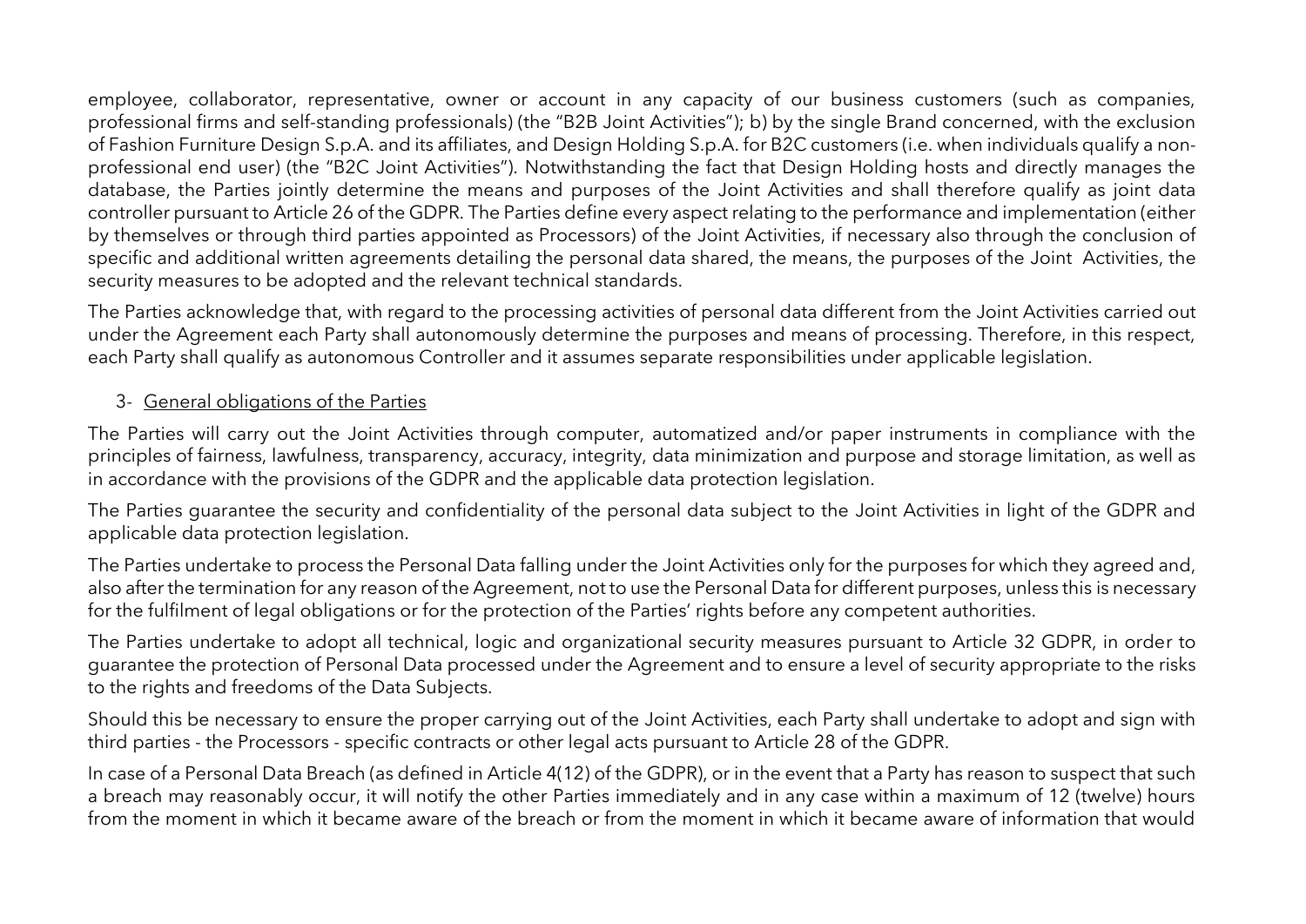employee, collaborator, representative, owner or account in any capacity of our business customers (such as companies, professional firms and self-standing professionals) (the "B2B Joint Activities"); b) by the single Brand concerned, with the exclusion of Fashion Furniture Design S.p.A. and its affiliates, and Design Holding S.p.A. for B2C customers (i.e. when individuals qualify a non-professional end user) (the "B2C Joint Activities"). Notwithstanding the fact that Design Holding hosts and directly manages the database, the Parties jointly determine the means and purposes of the Joint Activities and shall therefore qualify as joint data controller pursuant to Article 26 of the GDPR. The Parties define every aspect relating to the performance and implementation (either by themselves or through third parties appointed as Processors) of the Joint Activities, if necessary also through the conclusion of specific and additional written agreements detailing the personal data shared, the means, the purposes of the Joint Activities, the security measures to be adopted and the relevant technical standards.

The Parties acknowledge that, with regard to the processing activities of personal data different from the Joint Activities carried out under the Agreement each Party shall autonomously determine the purposes and means of processing. Therefore, in this respect, each Party shall qualify as autonomous Controller and it assumes separate responsibilities under applicable legislation.

## 3- General obligations of the Parties

The Parties will carry out the Joint Activities through computer, automatized and/or paper instruments in compliance with the principles of fairness, lawfulness, transparency, accuracy, integrity, data minimization and purpose and storage limitation, as well as in accordance with the provisions of the GDPR and the applicable data protection legislation.

The Parties guarantee the security and confidentiality of the personal data subject to the Joint Activities in light of the GDPR and applicable data protection legislation.

The Parties undertake to process the Personal Data falling under the Joint Activities only for the purposes for which they agreed and, also after the termination for any reason of the Agreement, not to use the Personal Data for different purposes, unless this is necessary for the fulfilment of legal obligations or for the protection of the Parties' rights before any competent authorities.

The Parties undertake to adopt all technical, logic and organizational security measures pursuant to Article 32 GDPR, in order to guarantee the protection of Personal Data processed under the Agreement and to ensure a level of security appropriate to the risks to the rights and freedoms of the Data Subjects.

Should this be necessary to ensure the proper carrying out of the Joint Activities, each Party shall undertake to adopt and sign with third parties - the Processors - specific contracts or other legal acts pursuant to Article 28 of the GDPR.

In case of a Personal Data Breach (as defined in Article 4(12) of the GDPR), or in the event that a Party has reason to suspect that such a breach may reasonably occur, it will notify the other Parties immediately and in any case within a maximum of 12 (twelve) hours from the moment in which it became aware of the breach or from the moment in which it became aware of information that would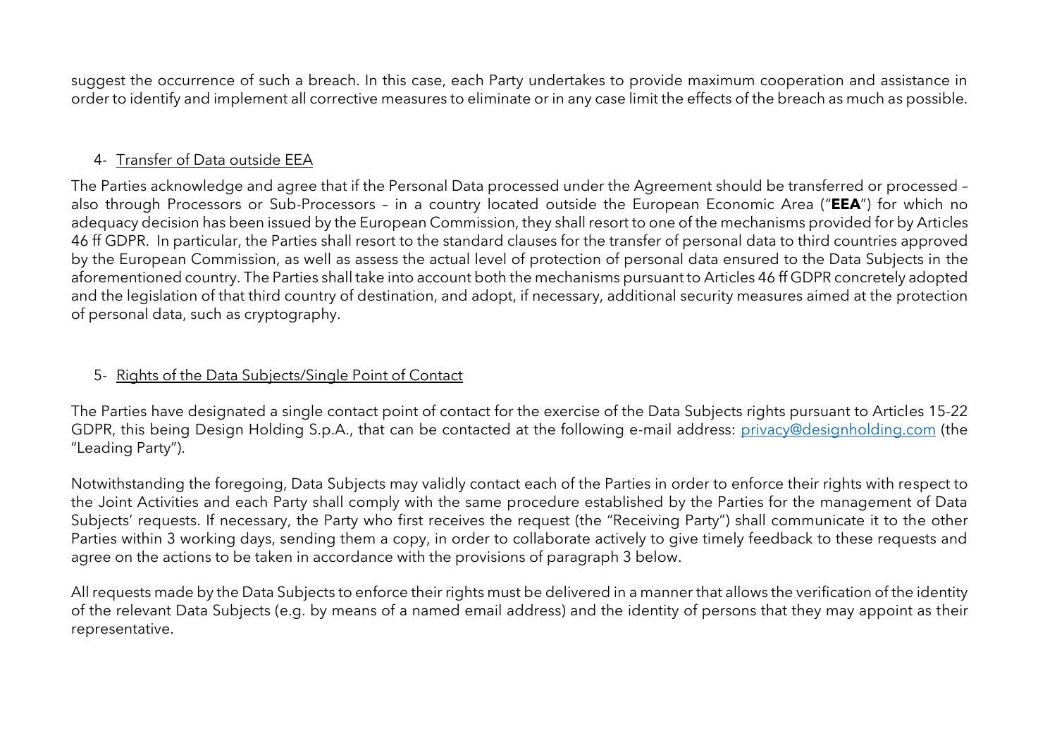suggest the occurrence of such a breach. In this case, each Party undertakes to provide maximum cooperation and assistance in order to identify and implement all corrective measures to eliminate or in any case limit the effects of the breach as much as possible.

4- Transfer of Data outside EEA

The Parties acknowledge and agree that if the Personal Data processed under the Agreement should be transferred or processed – also through Processors or Sub-Processors – in a country located outside the European Economic Area ("**EEA**") for which no adequacy decision has been issued by the European Commission, they shall resort to one of the mechanisms provided for by Articles 46 ff GDPR. In particular, the Parties shall resort to the standard clauses for the transfer of personal data to third countries approved by the European Commission, as well as assess the actual level of protection of personal data ensured to the Data Subjects in the aforementioned country. The Parties shall take into account both the mechanisms pursuant to Articles 46 ff GDPR concretely adopted and the legislation of that third country of destination, and adopt, if necessary, additional security measures aimed at the protection of personal data, such as cryptography.

5- Rights of the Data Subjects/Single Point of Contact

The Parties have designated a single contact point of contact for the exercise of the Data Subjects rights pursuant to Articles 15-22 GDPR, this being Design Holding S.p.A., that can be contacted at the following e-mail address: privacy@designholding.com (the "Leading Party").

Notwithstanding the foregoing, Data Subjects may validly contact each of the Parties in order to enforce their rights with respect to the Joint Activities and each Party shall comply with the same procedure established by the Parties for the management of Data Subjects' requests. If necessary, the Party who first receives the request (the "Receiving Party") shall communicate it to the other Parties within 3 working days, sending them a copy, in order to collaborate actively to give timely feedback to these requests and agree on the actions to be taken in accordance with the provisions of paragraph 3 below.

All requests made by the Data Subjects to enforce their rights must be delivered in a manner that allows the verification of the identity of the relevant Data Subjects (e.g. by means of a named email address) and the identity of persons that they may appoint as their representative.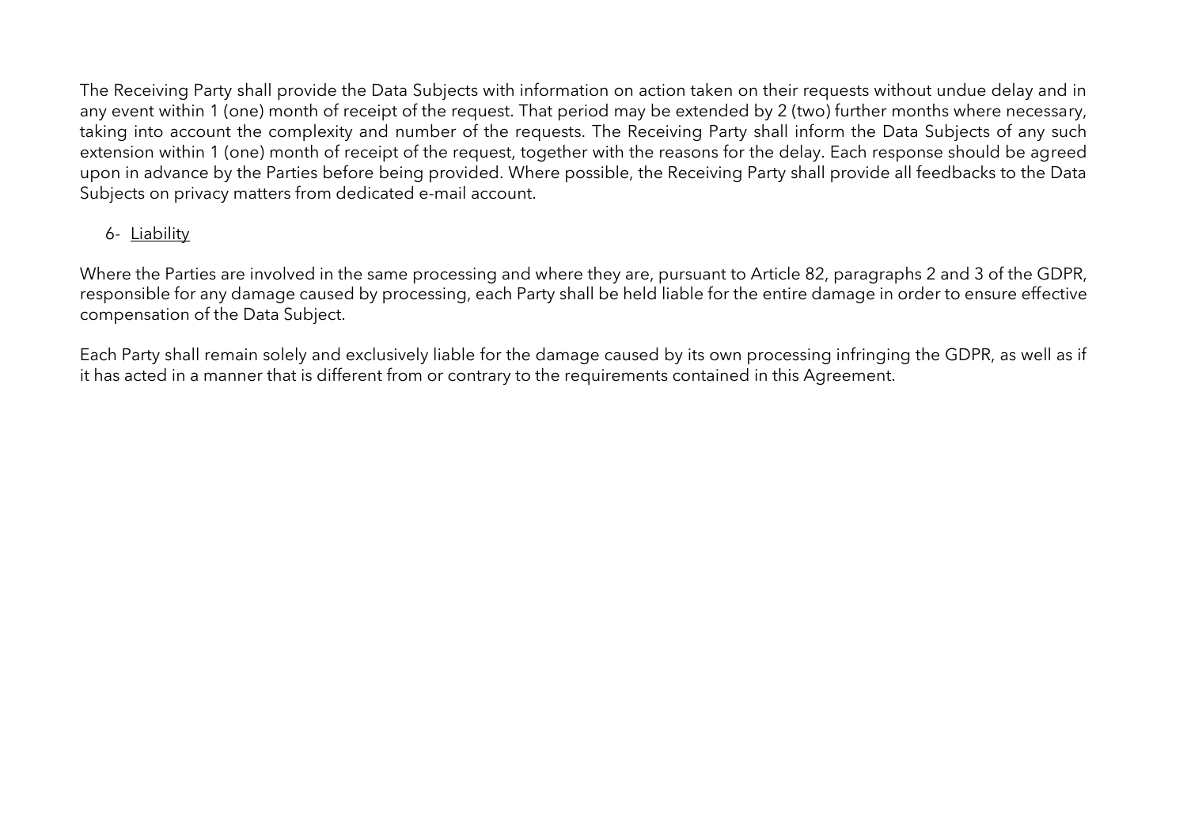The Receiving Party shall provide the Data Subjects with information on action taken on their requests without undue delay and in any event within 1 (one) month of receipt of the request. That period may be extended by 2 (two) further months where necessary, taking into account the complexity and number of the requests. The Receiving Party shall inform the Data Subjects of any such extension within 1 (one) month of receipt of the request, together with the reasons for the delay. Each response should be agreed upon in advance by the Parties before being provided. Where possible, the Receiving Party shall provide all feedbacks to the Data Subjects on privacy matters from dedicated e-mail account.

6- Liability

Where the Parties are involved in the same processing and where they are, pursuant to Article 82, paragraphs 2 and 3 of the GDPR, responsible for any damage caused by processing, each Party shall be held liable for the entire damage in order to ensure effective compensation of the Data Subject.

Each Party shall remain solely and exclusively liable for the damage caused by its own processing infringing the GDPR, as well as if it has acted in a manner that is different from or contrary to the requirements contained in this Agreement.